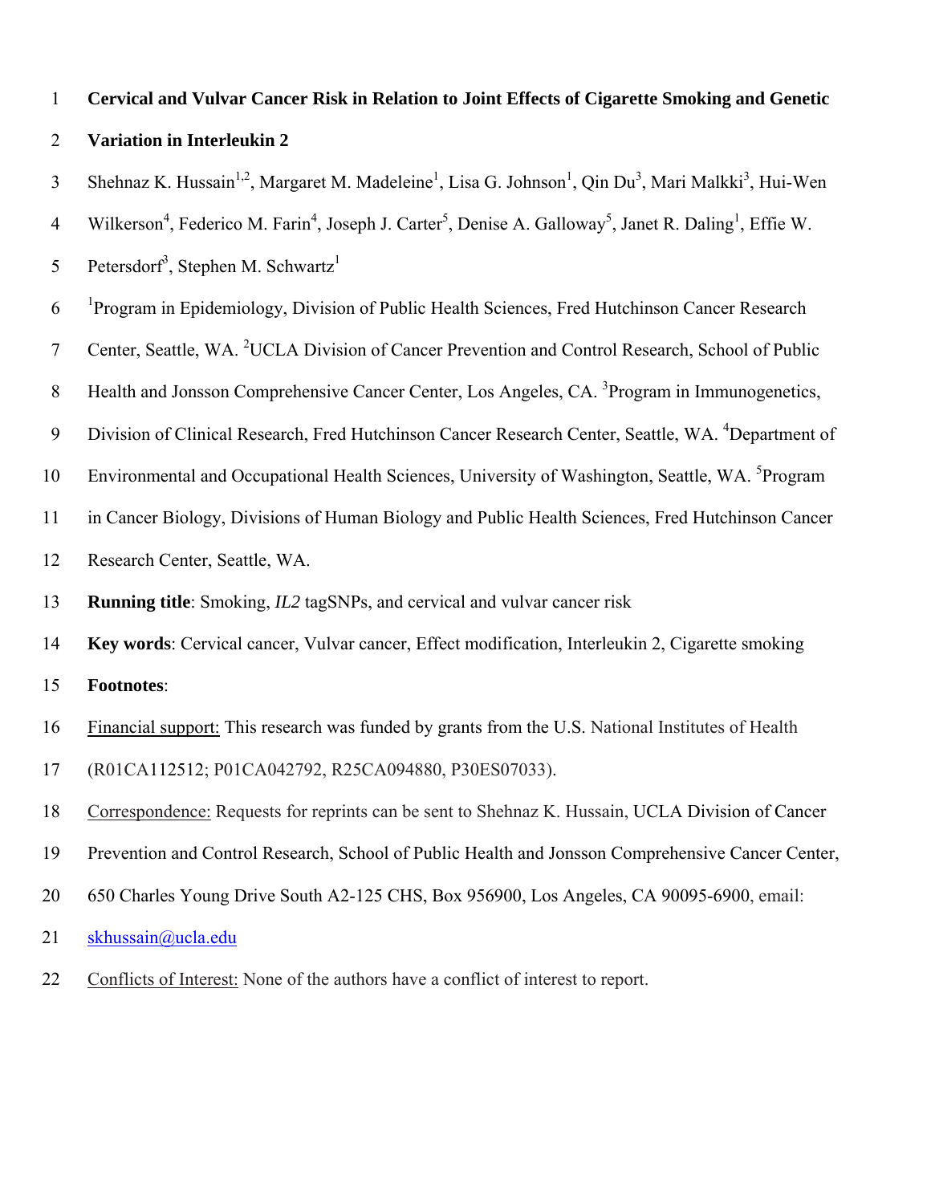# Cervical and Vulvar Cancer Risk in Relation to Joint Effects of Cigarette Smoking and Genetic Variation in Interleukin 2

Shehnaz K. Hussain[1,2], Margaret M. Madeleine[1], Lisa G. Johnson[1], Qin Du[3], Mari Malkki[3], Hui-Wen Wilkerson[4], Federico M. Farin[4], Joseph J. Carter[5], Denise A. Galloway[5], Janet R. Daling[1], Effie W. Petersdorf[3], Stephen M. Schwartz[1]

[1]Program in Epidemiology, Division of Public Health Sciences, Fred Hutchinson Cancer Research Center, Seattle, WA. [2]UCLA Division of Cancer Prevention and Control Research, School of Public Health and Jonsson Comprehensive Cancer Center, Los Angeles, CA. [3]Program in Immunogenetics, Division of Clinical Research, Fred Hutchinson Cancer Research Center, Seattle, WA. [4]Department of Environmental and Occupational Health Sciences, University of Washington, Seattle, WA. [5]Program in Cancer Biology, Divisions of Human Biology and Public Health Sciences, Fred Hutchinson Cancer Research Center, Seattle, WA.

**Running title**: Smoking, *IL2* tagSNPs, and cervical and vulvar cancer risk

**Key words**: Cervical cancer, Vulvar cancer, Effect modification, Interleukin 2, Cigarette smoking

**Footnotes**:

Financial support: This research was funded by grants from the U.S. National Institutes of Health (R01CA112512; P01CA042792, R25CA094880, P30ES07033).

Correspondence: Requests for reprints can be sent to Shehnaz K. Hussain, UCLA Division of Cancer Prevention and Control Research, School of Public Health and Jonsson Comprehensive Cancer Center, 650 Charles Young Drive South A2-125 CHS, Box 956900, Los Angeles, CA 90095-6900, email: skhussain@ucla.edu

Conflicts of Interest: None of the authors have a conflict of interest to report.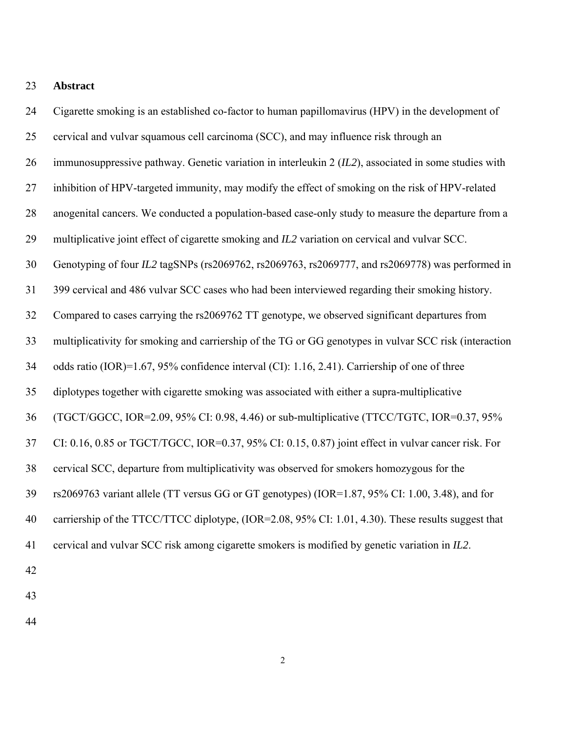## Abstract

Cigarette smoking is an established co-factor to human papillomavirus (HPV) in the development of cervical and vulvar squamous cell carcinoma (SCC), and may influence risk through an immunosuppressive pathway. Genetic variation in interleukin 2 (*IL2*), associated in some studies with inhibition of HPV-targeted immunity, may modify the effect of smoking on the risk of HPV-related anogenital cancers. We conducted a population-based case-only study to measure the departure from a multiplicative joint effect of cigarette smoking and *IL2* variation on cervical and vulvar SCC. Genotyping of four *IL2* tagSNPs (rs2069762, rs2069763, rs2069777, and rs2069778) was performed in 399 cervical and 486 vulvar SCC cases who had been interviewed regarding their smoking history. Compared to cases carrying the rs2069762 TT genotype, we observed significant departures from multiplicativity for smoking and carriership of the TG or GG genotypes in vulvar SCC risk (interaction odds ratio (IOR)=1.67, 95% confidence interval (CI): 1.16, 2.41). Carriership of one of three diplotypes together with cigarette smoking was associated with either a supra-multiplicative (TGCT/GGCC, IOR=2.09, 95% CI: 0.98, 4.46) or sub-multiplicative (TTCC/TGTC, IOR=0.37, 95% CI: 0.16, 0.85 or TGCT/TGCC, IOR=0.37, 95% CI: 0.15, 0.87) joint effect in vulvar cancer risk. For cervical SCC, departure from multiplicativity was observed for smokers homozygous for the rs2069763 variant allele (TT versus GG or GT genotypes) (IOR=1.87, 95% CI: 1.00, 3.48), and for carriership of the TTCC/TTCC diplotype, (IOR=2.08, 95% CI: 1.01, 4.30). These results suggest that cervical and vulvar SCC risk among cigarette smokers is modified by genetic variation in *IL2*.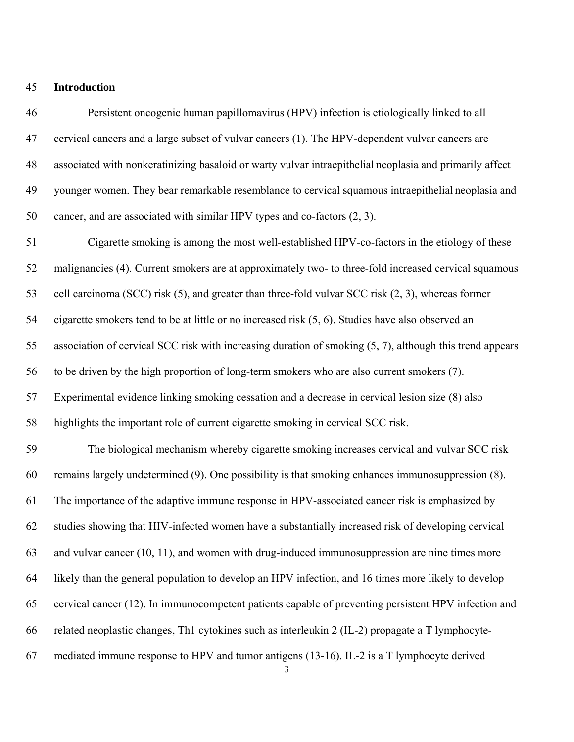## Introduction

Persistent oncogenic human papillomavirus (HPV) infection is etiologically linked to all cervical cancers and a large subset of vulvar cancers (1). The HPV-dependent vulvar cancers are associated with nonkeratinizing basaloid or warty vulvar intraepithelial neoplasia and primarily affect younger women. They bear remarkable resemblance to cervical squamous intraepithelial neoplasia and cancer, and are associated with similar HPV types and co-factors (2, 3).

Cigarette smoking is among the most well-established HPV-co-factors in the etiology of these malignancies (4). Current smokers are at approximately two- to three-fold increased cervical squamous cell carcinoma (SCC) risk (5), and greater than three-fold vulvar SCC risk (2, 3), whereas former cigarette smokers tend to be at little or no increased risk (5, 6). Studies have also observed an association of cervical SCC risk with increasing duration of smoking (5, 7), although this trend appears to be driven by the high proportion of long-term smokers who are also current smokers (7). Experimental evidence linking smoking cessation and a decrease in cervical lesion size (8) also highlights the important role of current cigarette smoking in cervical SCC risk.

The biological mechanism whereby cigarette smoking increases cervical and vulvar SCC risk remains largely undetermined (9). One possibility is that smoking enhances immunosuppression (8). The importance of the adaptive immune response in HPV-associated cancer risk is emphasized by studies showing that HIV-infected women have a substantially increased risk of developing cervical and vulvar cancer (10, 11), and women with drug-induced immunosuppression are nine times more likely than the general population to develop an HPV infection, and 16 times more likely to develop cervical cancer (12). In immunocompetent patients capable of preventing persistent HPV infection and related neoplastic changes, Th1 cytokines such as interleukin 2 (IL-2) propagate a T lymphocyte-mediated immune response to HPV and tumor antigens (13-16). IL-2 is a T lymphocyte derived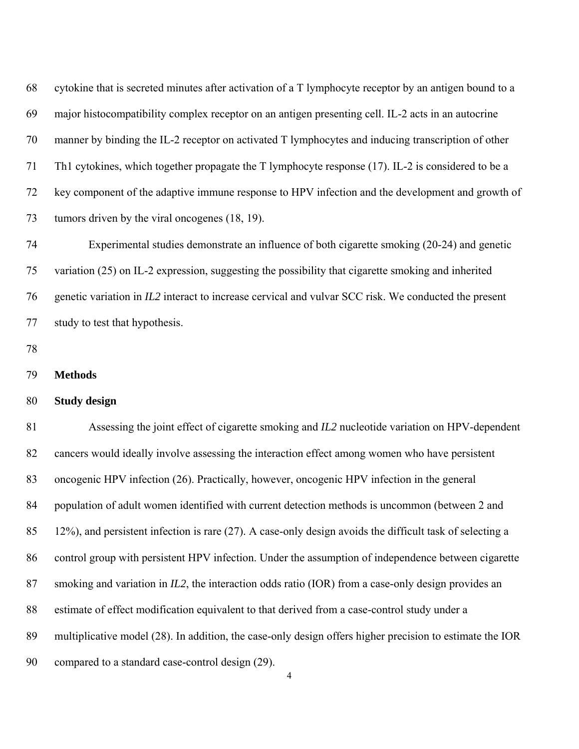cytokine that is secreted minutes after activation of a T lymphocyte receptor by an antigen bound to a major histocompatibility complex receptor on an antigen presenting cell. IL-2 acts in an autocrine manner by binding the IL-2 receptor on activated T lymphocytes and inducing transcription of other Th1 cytokines, which together propagate the T lymphocyte response (17). IL-2 is considered to be a key component of the adaptive immune response to HPV infection and the development and growth of tumors driven by the viral oncogenes (18, 19).

Experimental studies demonstrate an influence of both cigarette smoking (20-24) and genetic variation (25) on IL-2 expression, suggesting the possibility that cigarette smoking and inherited genetic variation in *IL2* interact to increase cervical and vulvar SCC risk. We conducted the present study to test that hypothesis.

## Methods

### Study design

Assessing the joint effect of cigarette smoking and *IL2* nucleotide variation on HPV-dependent cancers would ideally involve assessing the interaction effect among women who have persistent oncogenic HPV infection (26). Practically, however, oncogenic HPV infection in the general population of adult women identified with current detection methods is uncommon (between 2 and 12%), and persistent infection is rare (27). A case-only design avoids the difficult task of selecting a control group with persistent HPV infection. Under the assumption of independence between cigarette smoking and variation in *IL2*, the interaction odds ratio (IOR) from a case-only design provides an estimate of effect modification equivalent to that derived from a case-control study under a multiplicative model (28). In addition, the case-only design offers higher precision to estimate the IOR compared to a standard case-control design (29).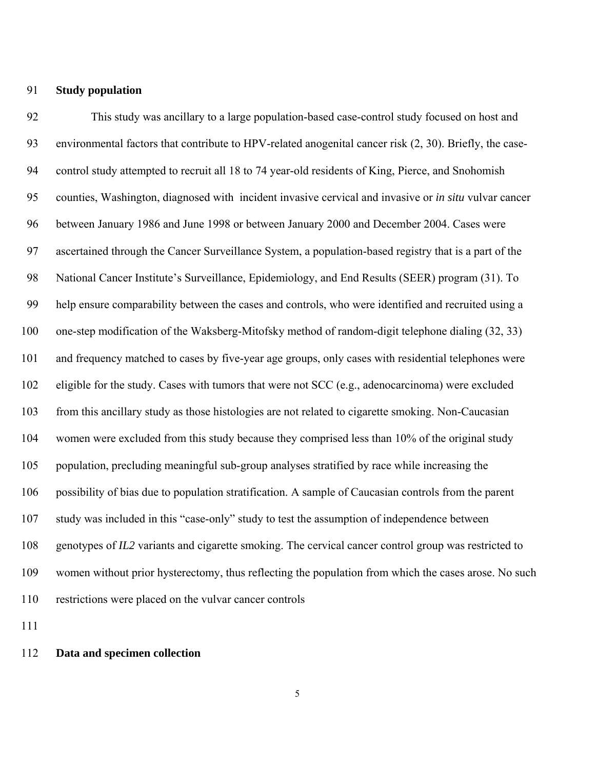## Study population

This study was ancillary to a large population-based case-control study focused on host and environmental factors that contribute to HPV-related anogenital cancer risk (2, 30). Briefly, the case-control study attempted to recruit all 18 to 74 year-old residents of King, Pierce, and Snohomish counties, Washington, diagnosed with incident invasive cervical and invasive or *in situ* vulvar cancer between January 1986 and June 1998 or between January 2000 and December 2004. Cases were ascertained through the Cancer Surveillance System, a population-based registry that is a part of the National Cancer Institute's Surveillance, Epidemiology, and End Results (SEER) program (31). To help ensure comparability between the cases and controls, who were identified and recruited using a one-step modification of the Waksberg-Mitofsky method of random-digit telephone dialing (32, 33) and frequency matched to cases by five-year age groups, only cases with residential telephones were eligible for the study. Cases with tumors that were not SCC (e.g., adenocarcinoma) were excluded from this ancillary study as those histologies are not related to cigarette smoking. Non-Caucasian women were excluded from this study because they comprised less than 10% of the original study population, precluding meaningful sub-group analyses stratified by race while increasing the possibility of bias due to population stratification. A sample of Caucasian controls from the parent study was included in this "case-only" study to test the assumption of independence between genotypes of *IL2* variants and cigarette smoking. The cervical cancer control group was restricted to women without prior hysterectomy, thus reflecting the population from which the cases arose. No such restrictions were placed on the vulvar cancer controls

## Data and specimen collection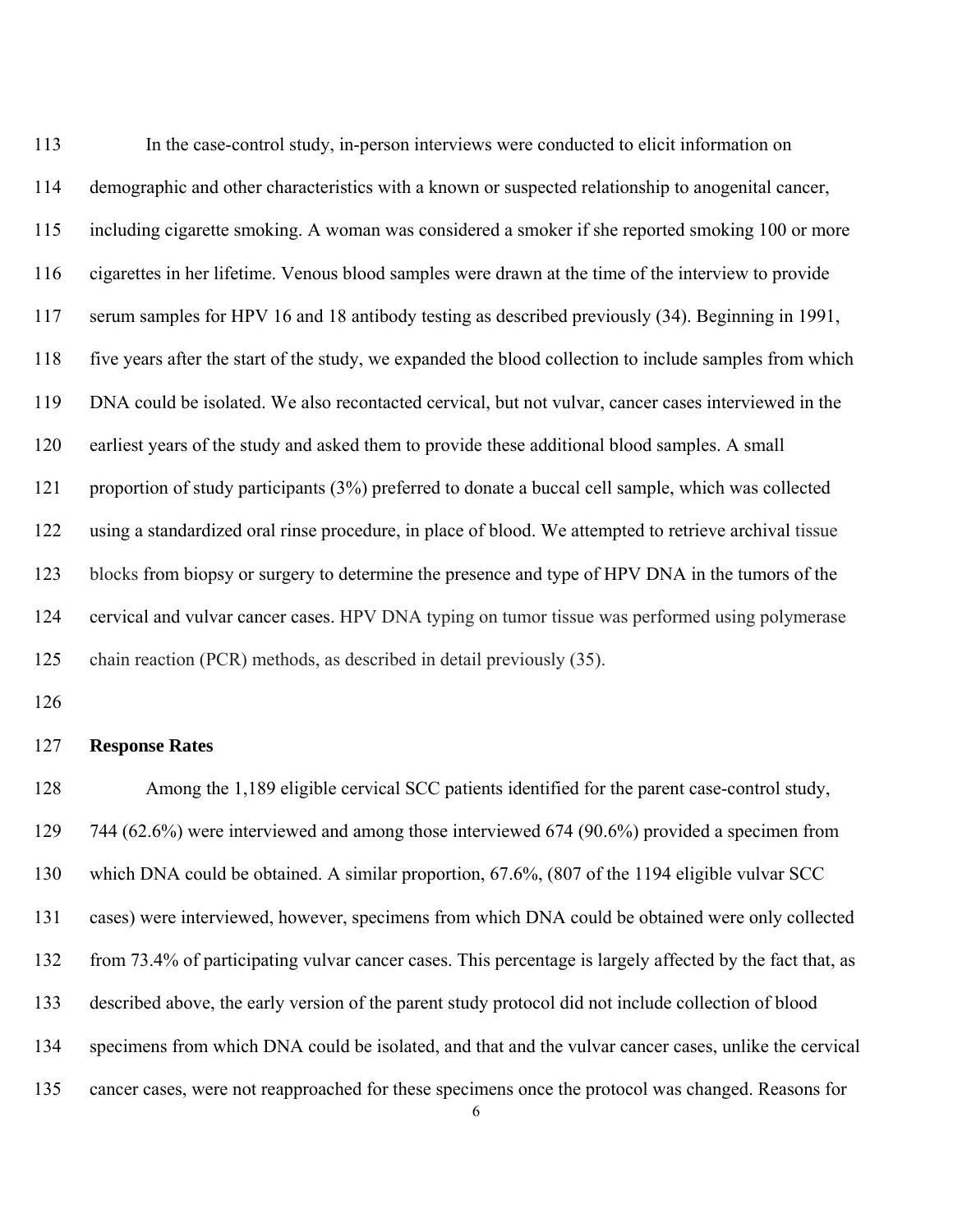In the case-control study, in-person interviews were conducted to elicit information on demographic and other characteristics with a known or suspected relationship to anogenital cancer, including cigarette smoking. A woman was considered a smoker if she reported smoking 100 or more cigarettes in her lifetime. Venous blood samples were drawn at the time of the interview to provide serum samples for HPV 16 and 18 antibody testing as described previously (34). Beginning in 1991, five years after the start of the study, we expanded the blood collection to include samples from which DNA could be isolated. We also recontacted cervical, but not vulvar, cancer cases interviewed in the earliest years of the study and asked them to provide these additional blood samples. A small proportion of study participants (3%) preferred to donate a buccal cell sample, which was collected using a standardized oral rinse procedure, in place of blood. We attempted to retrieve archival tissue blocks from biopsy or surgery to determine the presence and type of HPV DNA in the tumors of the cervical and vulvar cancer cases. HPV DNA typing on tumor tissue was performed using polymerase chain reaction (PCR) methods, as described in detail previously (35).

**Response Rates**

Among the 1,189 eligible cervical SCC patients identified for the parent case-control study, 744 (62.6%) were interviewed and among those interviewed 674 (90.6%) provided a specimen from which DNA could be obtained. A similar proportion, 67.6%, (807 of the 1194 eligible vulvar SCC cases) were interviewed, however, specimens from which DNA could be obtained were only collected from 73.4% of participating vulvar cancer cases. This percentage is largely affected by the fact that, as described above, the early version of the parent study protocol did not include collection of blood specimens from which DNA could be isolated, and that and the vulvar cancer cases, unlike the cervical cancer cases, were not reapproached for these specimens once the protocol was changed. Reasons for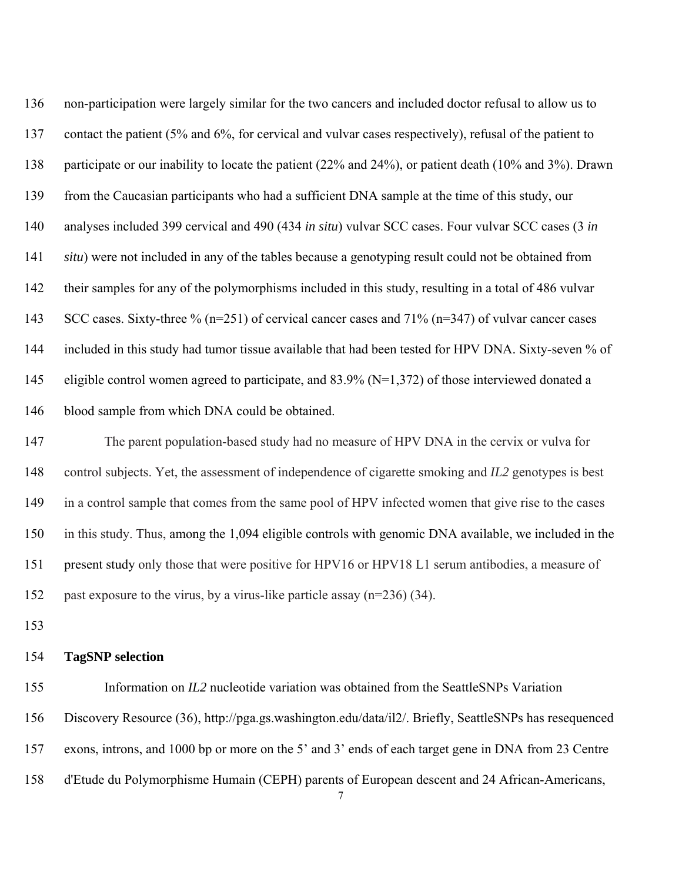non-participation were largely similar for the two cancers and included doctor refusal to allow us to contact the patient (5% and 6%, for cervical and vulvar cases respectively), refusal of the patient to participate or our inability to locate the patient (22% and 24%), or patient death (10% and 3%). Drawn from the Caucasian participants who had a sufficient DNA sample at the time of this study, our analyses included 399 cervical and 490 (434 *in situ*) vulvar SCC cases. Four vulvar SCC cases (3 *in situ*) were not included in any of the tables because a genotyping result could not be obtained from their samples for any of the polymorphisms included in this study, resulting in a total of 486 vulvar SCC cases. Sixty-three % (n=251) of cervical cancer cases and 71% (n=347) of vulvar cancer cases included in this study had tumor tissue available that had been tested for HPV DNA. Sixty-seven % of eligible control women agreed to participate, and 83.9% (N=1,372) of those interviewed donated a blood sample from which DNA could be obtained.

The parent population-based study had no measure of HPV DNA in the cervix or vulva for control subjects. Yet, the assessment of independence of cigarette smoking and *IL2* genotypes is best in a control sample that comes from the same pool of HPV infected women that give rise to the cases in this study. Thus, among the 1,094 eligible controls with genomic DNA available, we included in the present study only those that were positive for HPV16 or HPV18 L1 serum antibodies, a measure of past exposure to the virus, by a virus-like particle assay (n=236) (34).

**TagSNP selection**

Information on *IL2* nucleotide variation was obtained from the SeattleSNPs Variation Discovery Resource (36), http://pga.gs.washington.edu/data/il2/. Briefly, SeattleSNPs has resequenced exons, introns, and 1000 bp or more on the 5' and 3' ends of each target gene in DNA from 23 Centre d'Etude du Polymorphisme Humain (CEPH) parents of European descent and 24 African-Americans,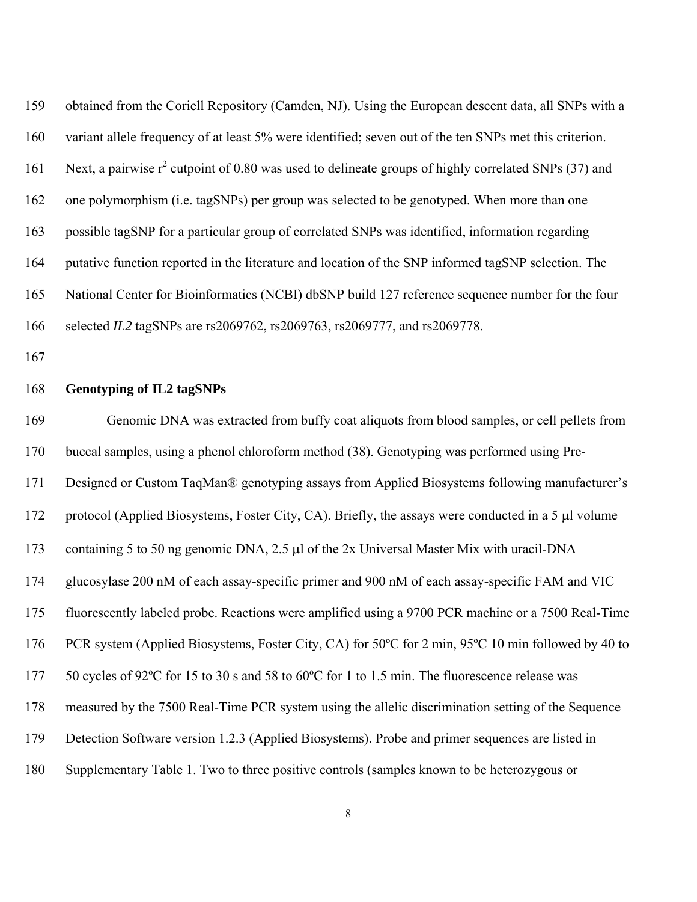obtained from the Coriell Repository (Camden, NJ). Using the European descent data, all SNPs with a variant allele frequency of at least 5% were identified; seven out of the ten SNPs met this criterion. Next, a pairwise $r^2$ cutpoint of 0.80 was used to delineate groups of highly correlated SNPs (37) and one polymorphism (i.e. tagSNPs) per group was selected to be genotyped. When more than one possible tagSNP for a particular group of correlated SNPs was identified, information regarding putative function reported in the literature and location of the SNP informed tagSNP selection. The National Center for Bioinformatics (NCBI) dbSNP build 127 reference sequence number for the four selected *IL2* tagSNPs are rs2069762, rs2069763, rs2069777, and rs2069778.

**Genotyping of IL2 tagSNPs**

Genomic DNA was extracted from buffy coat aliquots from blood samples, or cell pellets from buccal samples, using a phenol chloroform method (38). Genotyping was performed using Pre-Designed or Custom TaqMan® genotyping assays from Applied Biosystems following manufacturer's protocol (Applied Biosystems, Foster City, CA). Briefly, the assays were conducted in a 5 µl volume containing 5 to 50 ng genomic DNA, 2.5 µl of the 2x Universal Master Mix with uracil-DNA glucosylase 200 nM of each assay-specific primer and 900 nM of each assay-specific FAM and VIC fluorescently labeled probe. Reactions were amplified using a 9700 PCR machine or a 7500 Real-Time PCR system (Applied Biosystems, Foster City, CA) for 50ºC for 2 min, 95ºC 10 min followed by 40 to 50 cycles of 92ºC for 15 to 30 s and 58 to 60ºC for 1 to 1.5 min. The fluorescence release was measured by the 7500 Real-Time PCR system using the allelic discrimination setting of the Sequence Detection Software version 1.2.3 (Applied Biosystems). Probe and primer sequences are listed in Supplementary Table 1. Two to three positive controls (samples known to be heterozygous or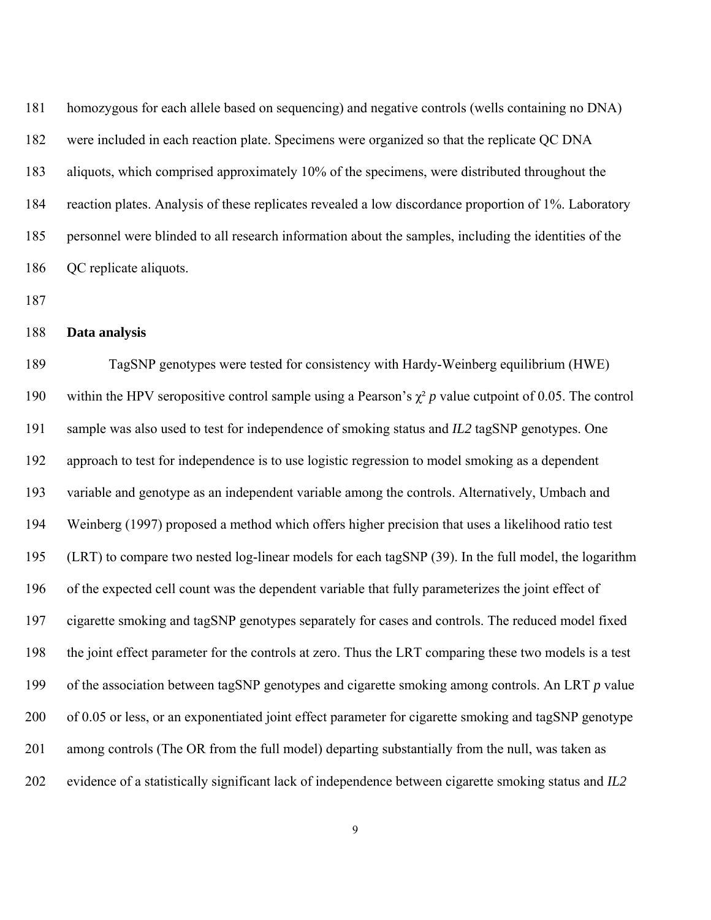homozygous for each allele based on sequencing) and negative controls (wells containing no DNA) were included in each reaction plate. Specimens were organized so that the replicate QC DNA aliquots, which comprised approximately 10% of the specimens, were distributed throughout the reaction plates. Analysis of these replicates revealed a low discordance proportion of 1%. Laboratory personnel were blinded to all research information about the samples, including the identities of the QC replicate aliquots.

**Data analysis**

TagSNP genotypes were tested for consistency with Hardy-Weinberg equilibrium (HWE) within the HPV seropositive control sample using a Pearson's $\chi^2$ *p* value cutpoint of 0.05. The control sample was also used to test for independence of smoking status and *IL2* tagSNP genotypes. One approach to test for independence is to use logistic regression to model smoking as a dependent variable and genotype as an independent variable among the controls. Alternatively, Umbach and Weinberg (1997) proposed a method which offers higher precision that uses a likelihood ratio test (LRT) to compare two nested log-linear models for each tagSNP (39). In the full model, the logarithm of the expected cell count was the dependent variable that fully parameterizes the joint effect of cigarette smoking and tagSNP genotypes separately for cases and controls. The reduced model fixed the joint effect parameter for the controls at zero. Thus the LRT comparing these two models is a test of the association between tagSNP genotypes and cigarette smoking among controls. An LRT *p* value of 0.05 or less, or an exponentiated joint effect parameter for cigarette smoking and tagSNP genotype among controls (The OR from the full model) departing substantially from the null, was taken as evidence of a statistically significant lack of independence between cigarette smoking status and *IL2*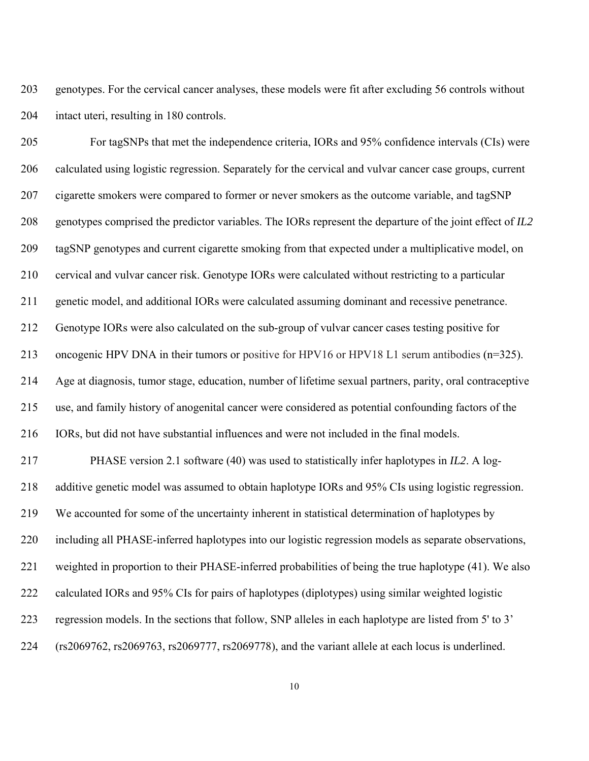genotypes. For the cervical cancer analyses, these models were fit after excluding 56 controls without intact uteri, resulting in 180 controls.

For tagSNPs that met the independence criteria, IORs and 95% confidence intervals (CIs) were calculated using logistic regression. Separately for the cervical and vulvar cancer case groups, current cigarette smokers were compared to former or never smokers as the outcome variable, and tagSNP genotypes comprised the predictor variables. The IORs represent the departure of the joint effect of *IL2* tagSNP genotypes and current cigarette smoking from that expected under a multiplicative model, on cervical and vulvar cancer risk. Genotype IORs were calculated without restricting to a particular genetic model, and additional IORs were calculated assuming dominant and recessive penetrance. Genotype IORs were also calculated on the sub-group of vulvar cancer cases testing positive for oncogenic HPV DNA in their tumors or positive for HPV16 or HPV18 L1 serum antibodies (n=325). Age at diagnosis, tumor stage, education, number of lifetime sexual partners, parity, oral contraceptive use, and family history of anogenital cancer were considered as potential confounding factors of the IORs, but did not have substantial influences and were not included in the final models.

PHASE version 2.1 software (40) was used to statistically infer haplotypes in *IL2*. A log-additive genetic model was assumed to obtain haplotype IORs and 95% CIs using logistic regression. We accounted for some of the uncertainty inherent in statistical determination of haplotypes by including all PHASE-inferred haplotypes into our logistic regression models as separate observations, weighted in proportion to their PHASE-inferred probabilities of being the true haplotype (41). We also calculated IORs and 95% CIs for pairs of haplotypes (diplotypes) using similar weighted logistic regression models. In the sections that follow, SNP alleles in each haplotype are listed from 5' to 3' (rs2069762, rs2069763, rs2069777, rs2069778), and the variant allele at each locus is underlined.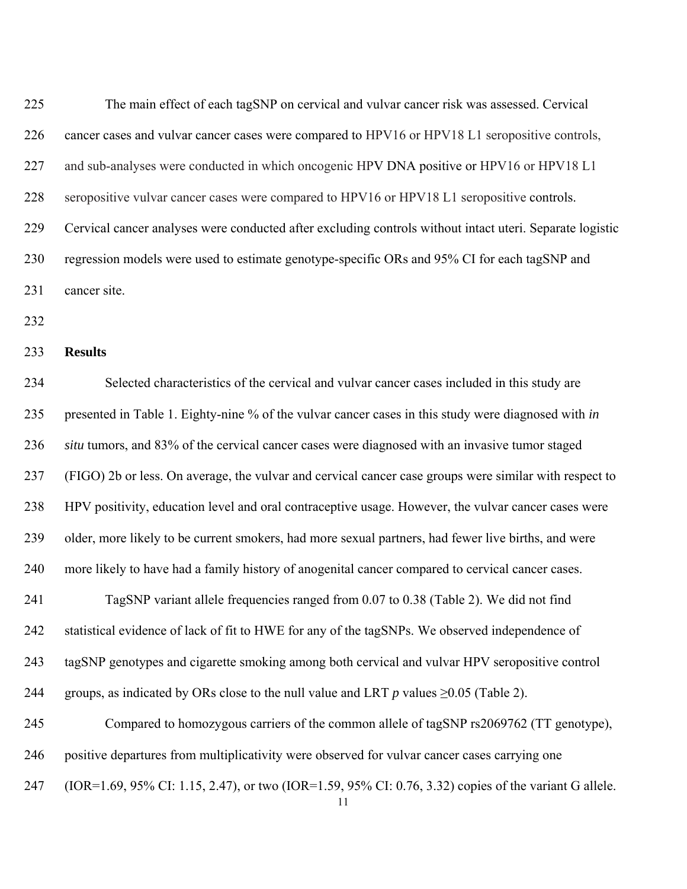The main effect of each tagSNP on cervical and vulvar cancer risk was assessed. Cervical cancer cases and vulvar cancer cases were compared to HPV16 or HPV18 L1 seropositive controls, and sub-analyses were conducted in which oncogenic HPV DNA positive or HPV16 or HPV18 L1 seropositive vulvar cancer cases were compared to HPV16 or HPV18 L1 seropositive controls. Cervical cancer analyses were conducted after excluding controls without intact uteri. Separate logistic regression models were used to estimate genotype-specific ORs and 95% CI for each tagSNP and cancer site.

## Results

Selected characteristics of the cervical and vulvar cancer cases included in this study are presented in Table 1. Eighty-nine % of the vulvar cancer cases in this study were diagnosed with *in situ* tumors, and 83% of the cervical cancer cases were diagnosed with an invasive tumor staged (FIGO) 2b or less. On average, the vulvar and cervical cancer case groups were similar with respect to HPV positivity, education level and oral contraceptive usage. However, the vulvar cancer cases were older, more likely to be current smokers, had more sexual partners, had fewer live births, and were more likely to have had a family history of anogenital cancer compared to cervical cancer cases.

TagSNP variant allele frequencies ranged from 0.07 to 0.38 (Table 2). We did not find statistical evidence of lack of fit to HWE for any of the tagSNPs. We observed independence of tagSNP genotypes and cigarette smoking among both cervical and vulvar HPV seropositive control groups, as indicated by ORs close to the null value and LRT $p$ values $\geq 0.05$ (Table 2).

Compared to homozygous carriers of the common allele of tagSNP rs2069762 (TT genotype), positive departures from multiplicativity were observed for vulvar cancer cases carrying one (IOR=1.69, 95% CI: 1.15, 2.47), or two (IOR=1.59, 95% CI: 0.76, 3.32) copies of the variant G allele.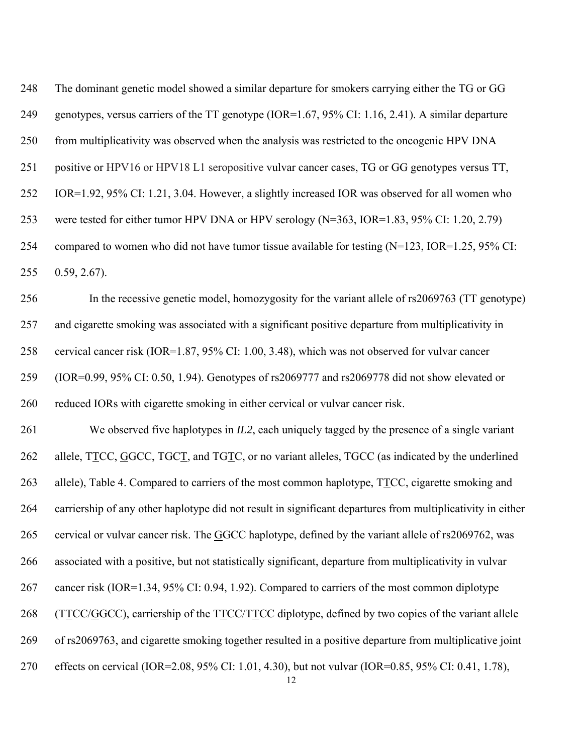The dominant genetic model showed a similar departure for smokers carrying either the TG or GG genotypes, versus carriers of the TT genotype (IOR=1.67, 95% CI: 1.16, 2.41). A similar departure from multiplicativity was observed when the analysis was restricted to the oncogenic HPV DNA positive or HPV16 or HPV18 L1 seropositive vulvar cancer cases, TG or GG genotypes versus TT, IOR=1.92, 95% CI: 1.21, 3.04. However, a slightly increased IOR was observed for all women who were tested for either tumor HPV DNA or HPV serology (N=363, IOR=1.83, 95% CI: 1.20, 2.79) compared to women who did not have tumor tissue available for testing (N=123, IOR=1.25, 95% CI: 0.59, 2.67).

In the recessive genetic model, homozygosity for the variant allele of rs2069763 (TT genotype) and cigarette smoking was associated with a significant positive departure from multiplicativity in cervical cancer risk (IOR=1.87, 95% CI: 1.00, 3.48), which was not observed for vulvar cancer (IOR=0.99, 95% CI: 0.50, 1.94). Genotypes of rs2069777 and rs2069778 did not show elevated or reduced IORs with cigarette smoking in either cervical or vulvar cancer risk.

We observed five haplotypes in *IL2*, each uniquely tagged by the presence of a single variant allele, TTCC, GGCC, TGCT, and TGTC, or no variant alleles, TGCC (as indicated by the underlined allele), Table 4. Compared to carriers of the most common haplotype, TTCC, cigarette smoking and carriership of any other haplotype did not result in significant departures from multiplicativity in either cervical or vulvar cancer risk. The GGCC haplotype, defined by the variant allele of rs2069762, was associated with a positive, but not statistically significant, departure from multiplicativity in vulvar cancer risk (IOR=1.34, 95% CI: 0.94, 1.92). Compared to carriers of the most common diplotype (TTCC/GGCC), carriership of the TTCC/TTCC diplotype, defined by two copies of the variant allele of rs2069763, and cigarette smoking together resulted in a positive departure from multiplicative joint effects on cervical (IOR=2.08, 95% CI: 1.01, 4.30), but not vulvar (IOR=0.85, 95% CI: 0.41, 1.78),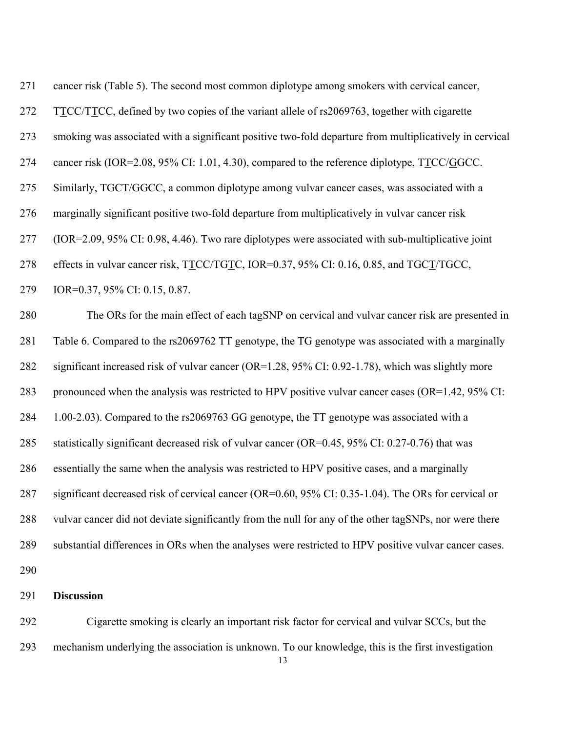cancer risk (Table 5). The second most common diplotype among smokers with cervical cancer, T<u>T</u>CC/T<u>T</u>CC, defined by two copies of the variant allele of rs2069763, together with cigarette smoking was associated with a significant positive two-fold departure from multiplicatively in cervical cancer risk (IOR=2.08, 95% CI: 1.01, 4.30), compared to the reference diplotype, T<u>T</u>CC/<u>G</u>GCC. Similarly, TGC<u>T</u>/<u>G</u>GCC, a common diplotype among vulvar cancer cases, was associated with a marginally significant positive two-fold departure from multiplicatively in vulvar cancer risk (IOR=2.09, 95% CI: 0.98, 4.46). Two rare diplotypes were associated with sub-multiplicative joint effects in vulvar cancer risk, T<u>T</u>CC/TG<u>T</u>C, IOR=0.37, 95% CI: 0.16, 0.85, and TGC<u>T</u>/TGCC, IOR=0.37, 95% CI: 0.15, 0.87.

The ORs for the main effect of each tagSNP on cervical and vulvar cancer risk are presented in Table 6. Compared to the rs2069762 TT genotype, the TG genotype was associated with a marginally significant increased risk of vulvar cancer (OR=1.28, 95% CI: 0.92-1.78), which was slightly more pronounced when the analysis was restricted to HPV positive vulvar cancer cases (OR=1.42, 95% CI: 1.00-2.03). Compared to the rs2069763 GG genotype, the TT genotype was associated with a statistically significant decreased risk of vulvar cancer (OR=0.45, 95% CI: 0.27-0.76) that was essentially the same when the analysis was restricted to HPV positive cases, and a marginally significant decreased risk of cervical cancer (OR=0.60, 95% CI: 0.35-1.04). The ORs for cervical or vulvar cancer did not deviate significantly from the null for any of the other tagSNPs, nor were there substantial differences in ORs when the analyses were restricted to HPV positive vulvar cancer cases.

## Discussion

Cigarette smoking is clearly an important risk factor for cervical and vulvar SCCs, but the mechanism underlying the association is unknown. To our knowledge, this is the first investigation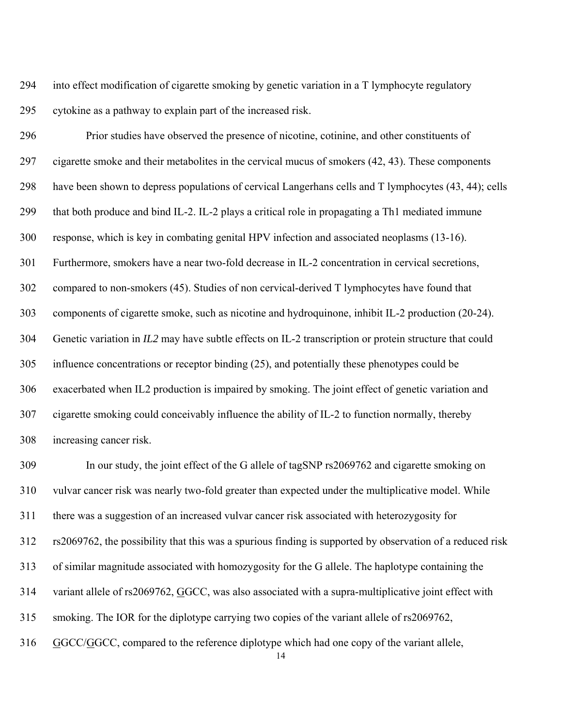into effect modification of cigarette smoking by genetic variation in a T lymphocyte regulatory cytokine as a pathway to explain part of the increased risk.

Prior studies have observed the presence of nicotine, cotinine, and other constituents of cigarette smoke and their metabolites in the cervical mucus of smokers (42, 43). These components have been shown to depress populations of cervical Langerhans cells and T lymphocytes (43, 44); cells that both produce and bind IL-2. IL-2 plays a critical role in propagating a Th1 mediated immune response, which is key in combating genital HPV infection and associated neoplasms (13-16). Furthermore, smokers have a near two-fold decrease in IL-2 concentration in cervical secretions, compared to non-smokers (45). Studies of non cervical-derived T lymphocytes have found that components of cigarette smoke, such as nicotine and hydroquinone, inhibit IL-2 production (20-24). Genetic variation in *IL2* may have subtle effects on IL-2 transcription or protein structure that could influence concentrations or receptor binding (25), and potentially these phenotypes could be exacerbated when IL2 production is impaired by smoking. The joint effect of genetic variation and cigarette smoking could conceivably influence the ability of IL-2 to function normally, thereby increasing cancer risk.

In our study, the joint effect of the G allele of tagSNP rs2069762 and cigarette smoking on vulvar cancer risk was nearly two-fold greater than expected under the multiplicative model. While there was a suggestion of an increased vulvar cancer risk associated with heterozygosity for rs2069762, the possibility that this was a spurious finding is supported by observation of a reduced risk of similar magnitude associated with homozygosity for the G allele. The haplotype containing the variant allele of rs2069762, <u>G</u>GCC, was also associated with a supra-multiplicative joint effect with smoking. The IOR for the diplotype carrying two copies of the variant allele of rs2069762, <u>G</u>GCC/<u>G</u>GCC, compared to the reference diplotype which had one copy of the variant allele,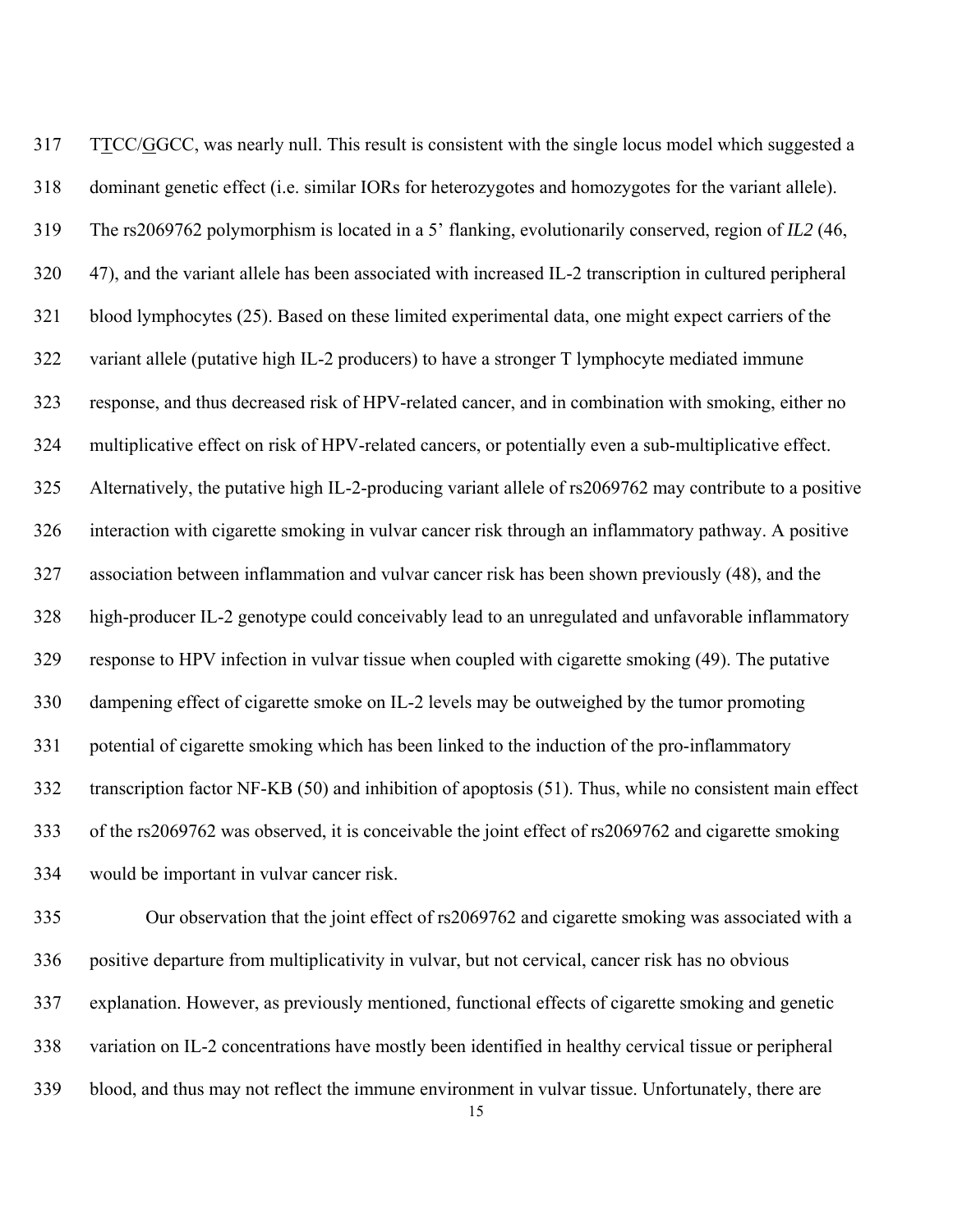TTCC/GGCC, was nearly null. This result is consistent with the single locus model which suggested a dominant genetic effect (i.e. similar IORs for heterozygotes and homozygotes for the variant allele). The rs2069762 polymorphism is located in a 5' flanking, evolutionarily conserved, region of *IL2* (46, 47), and the variant allele has been associated with increased IL-2 transcription in cultured peripheral blood lymphocytes (25). Based on these limited experimental data, one might expect carriers of the variant allele (putative high IL-2 producers) to have a stronger T lymphocyte mediated immune response, and thus decreased risk of HPV-related cancer, and in combination with smoking, either no multiplicative effect on risk of HPV-related cancers, or potentially even a sub-multiplicative effect. Alternatively, the putative high IL-2-producing variant allele of rs2069762 may contribute to a positive interaction with cigarette smoking in vulvar cancer risk through an inflammatory pathway. A positive association between inflammation and vulvar cancer risk has been shown previously (48), and the high-producer IL-2 genotype could conceivably lead to an unregulated and unfavorable inflammatory response to HPV infection in vulvar tissue when coupled with cigarette smoking (49). The putative dampening effect of cigarette smoke on IL-2 levels may be outweighed by the tumor promoting potential of cigarette smoking which has been linked to the induction of the pro-inflammatory transcription factor NF-KB (50) and inhibition of apoptosis (51). Thus, while no consistent main effect of the rs2069762 was observed, it is conceivable the joint effect of rs2069762 and cigarette smoking would be important in vulvar cancer risk.

Our observation that the joint effect of rs2069762 and cigarette smoking was associated with a positive departure from multiplicativity in vulvar, but not cervical, cancer risk has no obvious explanation. However, as previously mentioned, functional effects of cigarette smoking and genetic variation on IL-2 concentrations have mostly been identified in healthy cervical tissue or peripheral blood, and thus may not reflect the immune environment in vulvar tissue. Unfortunately, there are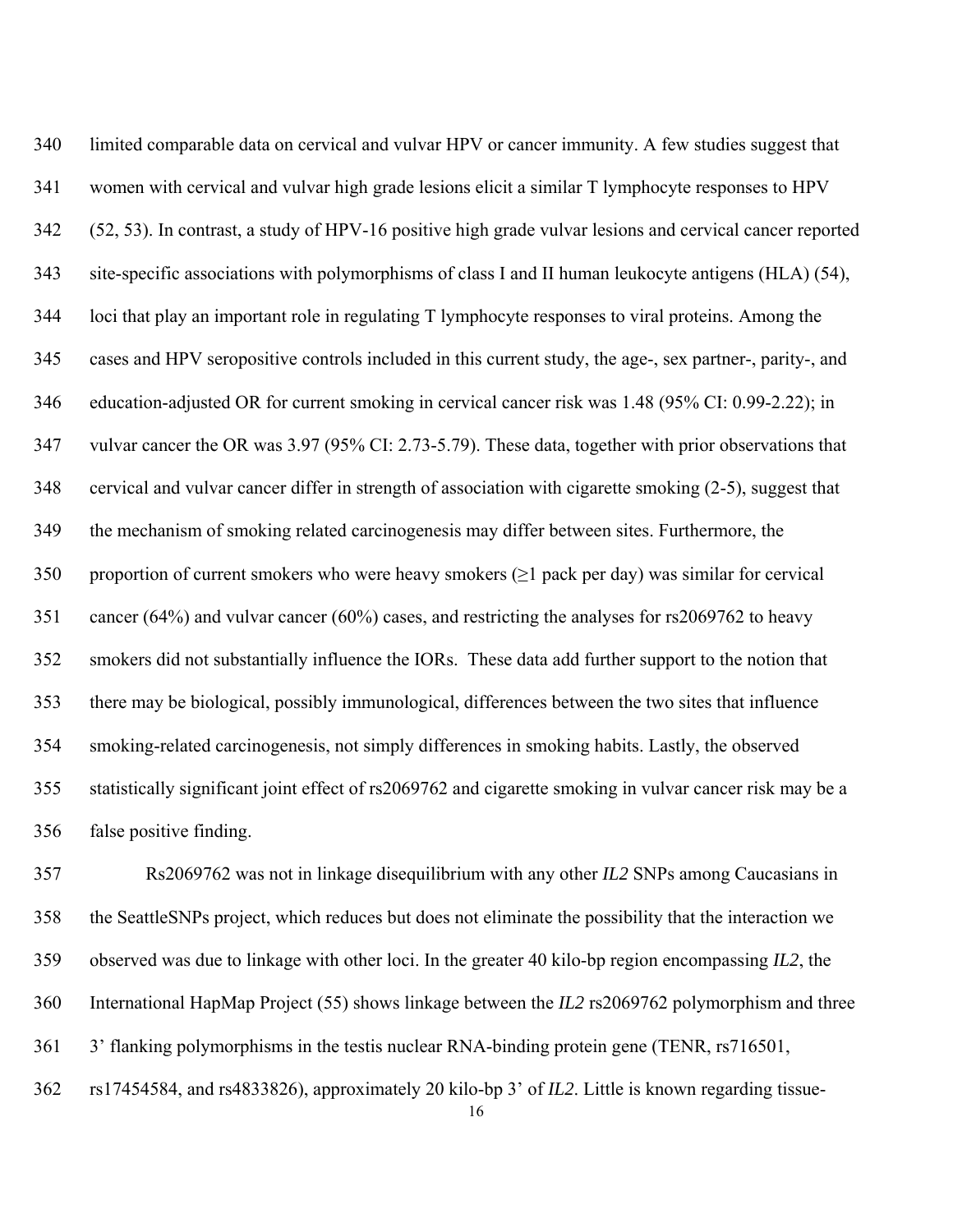limited comparable data on cervical and vulvar HPV or cancer immunity. A few studies suggest that women with cervical and vulvar high grade lesions elicit a similar T lymphocyte responses to HPV (52, 53). In contrast, a study of HPV-16 positive high grade vulvar lesions and cervical cancer reported site-specific associations with polymorphisms of class I and II human leukocyte antigens (HLA) (54), loci that play an important role in regulating T lymphocyte responses to viral proteins. Among the cases and HPV seropositive controls included in this current study, the age-, sex partner-, parity-, and education-adjusted OR for current smoking in cervical cancer risk was 1.48 (95% CI: 0.99-2.22); in vulvar cancer the OR was 3.97 (95% CI: 2.73-5.79). These data, together with prior observations that cervical and vulvar cancer differ in strength of association with cigarette smoking (2-5), suggest that the mechanism of smoking related carcinogenesis may differ between sites. Furthermore, the proportion of current smokers who were heavy smokers (≥1 pack per day) was similar for cervical cancer (64%) and vulvar cancer (60%) cases, and restricting the analyses for rs2069762 to heavy smokers did not substantially influence the IORs. These data add further support to the notion that there may be biological, possibly immunological, differences between the two sites that influence smoking-related carcinogenesis, not simply differences in smoking habits. Lastly, the observed statistically significant joint effect of rs2069762 and cigarette smoking in vulvar cancer risk may be a false positive finding.

Rs2069762 was not in linkage disequilibrium with any other *IL2* SNPs among Caucasians in the SeattleSNPs project, which reduces but does not eliminate the possibility that the interaction we observed was due to linkage with other loci. In the greater 40 kilo-bp region encompassing *IL2*, the International HapMap Project (55) shows linkage between the *IL2* rs2069762 polymorphism and three 3' flanking polymorphisms in the testis nuclear RNA-binding protein gene (TENR, rs716501, rs17454584, and rs4833826), approximately 20 kilo-bp 3' of *IL2*. Little is known regarding tissue-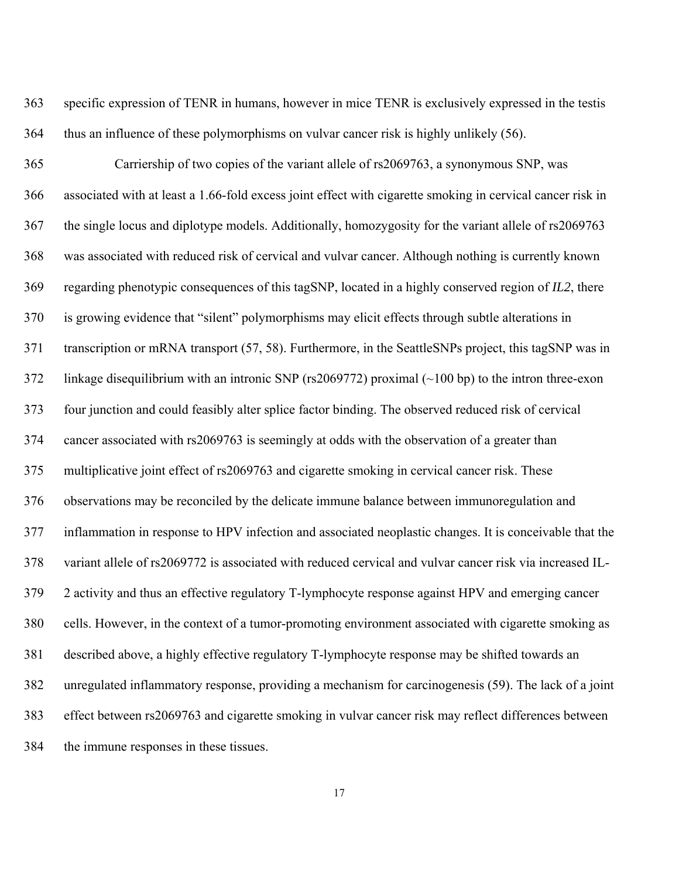specific expression of TENR in humans, however in mice TENR is exclusively expressed in the testis thus an influence of these polymorphisms on vulvar cancer risk is highly unlikely (56).

Carriership of two copies of the variant allele of rs2069763, a synonymous SNP, was associated with at least a 1.66-fold excess joint effect with cigarette smoking in cervical cancer risk in the single locus and diplotype models. Additionally, homozygosity for the variant allele of rs2069763 was associated with reduced risk of cervical and vulvar cancer. Although nothing is currently known regarding phenotypic consequences of this tagSNP, located in a highly conserved region of *IL2*, there is growing evidence that "silent" polymorphisms may elicit effects through subtle alterations in transcription or mRNA transport (57, 58). Furthermore, in the SeattleSNPs project, this tagSNP was in linkage disequilibrium with an intronic SNP (rs2069772) proximal (~100 bp) to the intron three-exon four junction and could feasibly alter splice factor binding. The observed reduced risk of cervical cancer associated with rs2069763 is seemingly at odds with the observation of a greater than multiplicative joint effect of rs2069763 and cigarette smoking in cervical cancer risk. These observations may be reconciled by the delicate immune balance between immunoregulation and inflammation in response to HPV infection and associated neoplastic changes. It is conceivable that the variant allele of rs2069772 is associated with reduced cervical and vulvar cancer risk via increased IL-2 activity and thus an effective regulatory T-lymphocyte response against HPV and emerging cancer cells. However, in the context of a tumor-promoting environment associated with cigarette smoking as described above, a highly effective regulatory T-lymphocyte response may be shifted towards an unregulated inflammatory response, providing a mechanism for carcinogenesis (59). The lack of a joint effect between rs2069763 and cigarette smoking in vulvar cancer risk may reflect differences between the immune responses in these tissues.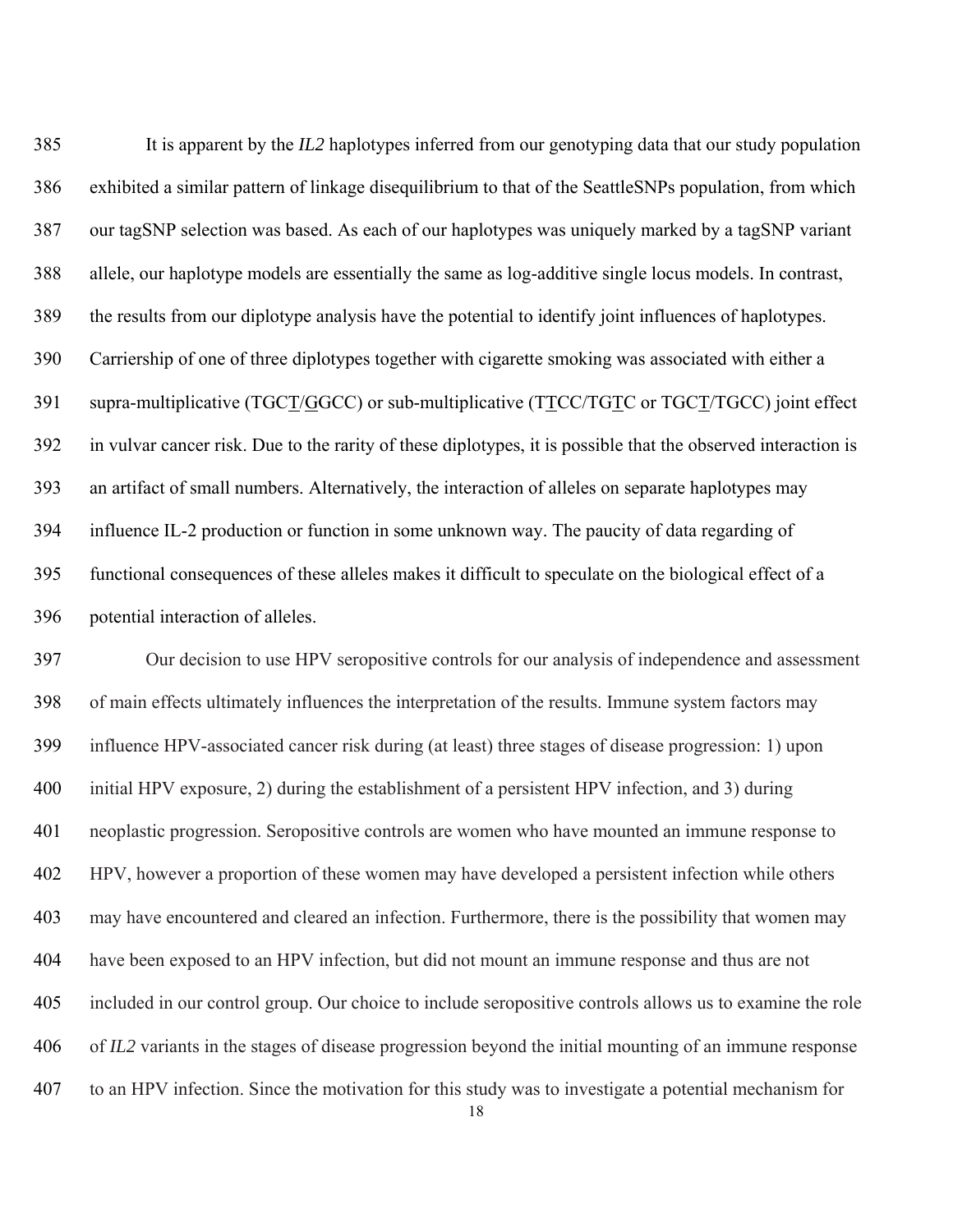It is apparent by the *IL2* haplotypes inferred from our genotyping data that our study population exhibited a similar pattern of linkage disequilibrium to that of the SeattleSNPs population, from which our tagSNP selection was based. As each of our haplotypes was uniquely marked by a tagSNP variant allele, our haplotype models are essentially the same as log-additive single locus models. In contrast, the results from our diplotype analysis have the potential to identify joint influences of haplotypes. Carriership of one of three diplotypes together with cigarette smoking was associated with either a supra-multiplicative (TGC<u>T</u>/<u>G</u>GCC) or sub-multiplicative (T<u>T</u>CC/TG<u>T</u>C or TGC<u>T</u>/TGCC) joint effect in vulvar cancer risk. Due to the rarity of these diplotypes, it is possible that the observed interaction is an artifact of small numbers. Alternatively, the interaction of alleles on separate haplotypes may influence IL-2 production or function in some unknown way. The paucity of data regarding of functional consequences of these alleles makes it difficult to speculate on the biological effect of a potential interaction of alleles.

Our decision to use HPV seropositive controls for our analysis of independence and assessment of main effects ultimately influences the interpretation of the results. Immune system factors may influence HPV-associated cancer risk during (at least) three stages of disease progression: 1) upon initial HPV exposure, 2) during the establishment of a persistent HPV infection, and 3) during neoplastic progression. Seropositive controls are women who have mounted an immune response to HPV, however a proportion of these women may have developed a persistent infection while others may have encountered and cleared an infection. Furthermore, there is the possibility that women may have been exposed to an HPV infection, but did not mount an immune response and thus are not included in our control group. Our choice to include seropositive controls allows us to examine the role of *IL2* variants in the stages of disease progression beyond the initial mounting of an immune response to an HPV infection. Since the motivation for this study was to investigate a potential mechanism for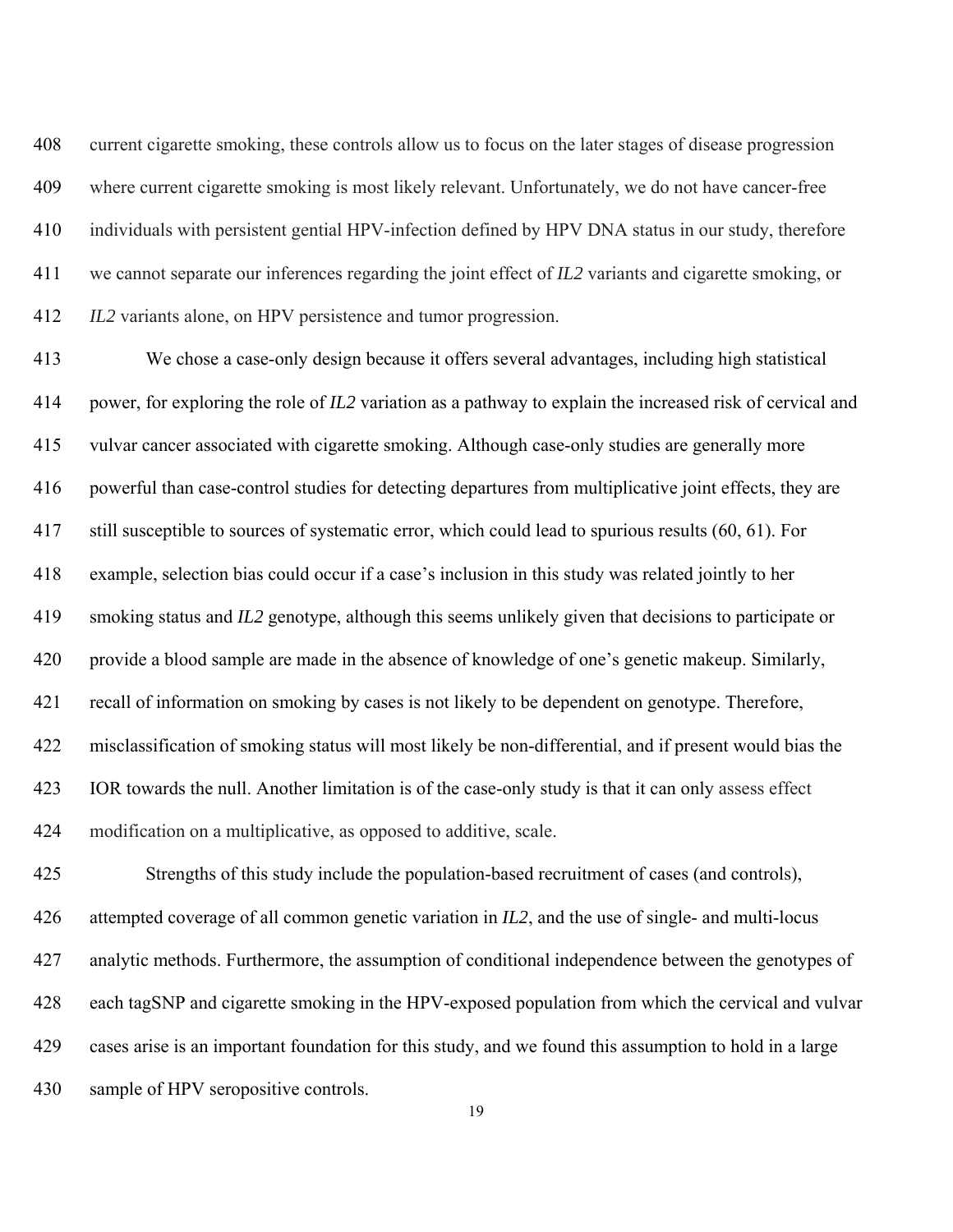current cigarette smoking, these controls allow us to focus on the later stages of disease progression where current cigarette smoking is most likely relevant. Unfortunately, we do not have cancer-free individuals with persistent gential HPV-infection defined by HPV DNA status in our study, therefore we cannot separate our inferences regarding the joint effect of *IL2* variants and cigarette smoking, or *IL2* variants alone, on HPV persistence and tumor progression.

We chose a case-only design because it offers several advantages, including high statistical power, for exploring the role of *IL2* variation as a pathway to explain the increased risk of cervical and vulvar cancer associated with cigarette smoking. Although case-only studies are generally more powerful than case-control studies for detecting departures from multiplicative joint effects, they are still susceptible to sources of systematic error, which could lead to spurious results (60, 61). For example, selection bias could occur if a case's inclusion in this study was related jointly to her smoking status and *IL2* genotype, although this seems unlikely given that decisions to participate or provide a blood sample are made in the absence of knowledge of one's genetic makeup. Similarly, recall of information on smoking by cases is not likely to be dependent on genotype. Therefore, misclassification of smoking status will most likely be non-differential, and if present would bias the IOR towards the null. Another limitation is of the case-only study is that it can only assess effect modification on a multiplicative, as opposed to additive, scale.

Strengths of this study include the population-based recruitment of cases (and controls), attempted coverage of all common genetic variation in *IL2*, and the use of single- and multi-locus analytic methods. Furthermore, the assumption of conditional independence between the genotypes of each tagSNP and cigarette smoking in the HPV-exposed population from which the cervical and vulvar cases arise is an important foundation for this study, and we found this assumption to hold in a large sample of HPV seropositive controls.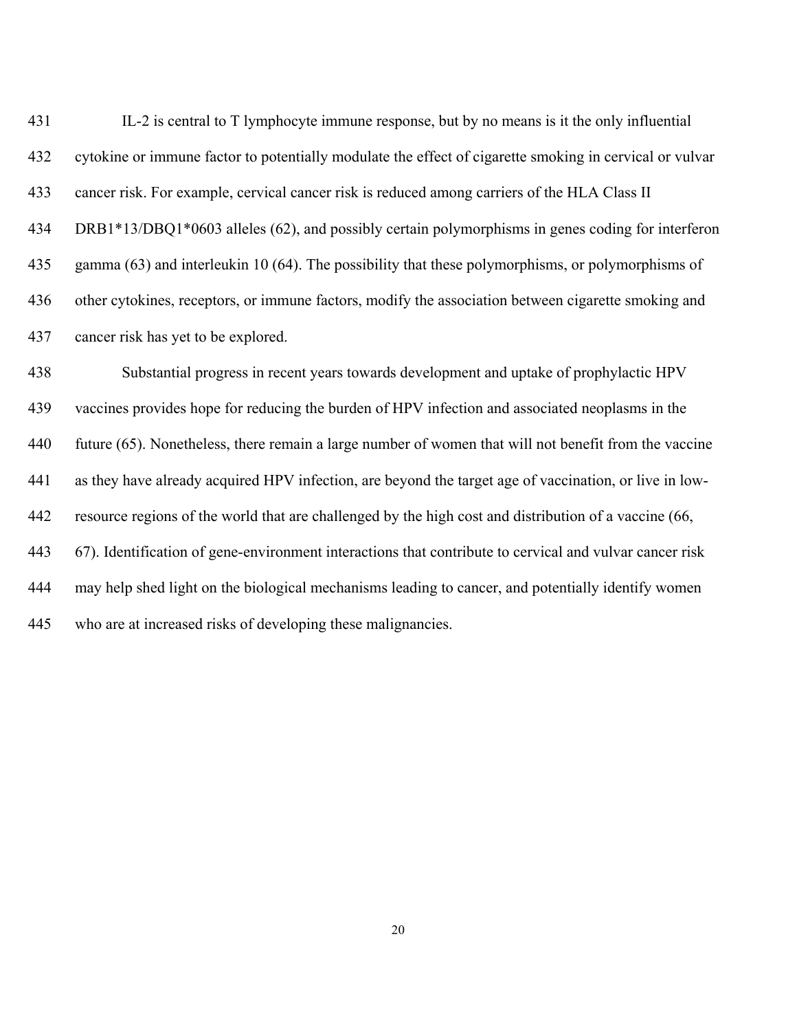IL-2 is central to T lymphocyte immune response, but by no means is it the only influential cytokine or immune factor to potentially modulate the effect of cigarette smoking in cervical or vulvar cancer risk. For example, cervical cancer risk is reduced among carriers of the HLA Class II DRB1*13/DBQ1*0603 alleles (62), and possibly certain polymorphisms in genes coding for interferon gamma (63) and interleukin 10 (64). The possibility that these polymorphisms, or polymorphisms of other cytokines, receptors, or immune factors, modify the association between cigarette smoking and cancer risk has yet to be explored.

Substantial progress in recent years towards development and uptake of prophylactic HPV vaccines provides hope for reducing the burden of HPV infection and associated neoplasms in the future (65). Nonetheless, there remain a large number of women that will not benefit from the vaccine as they have already acquired HPV infection, are beyond the target age of vaccination, or live in low-resource regions of the world that are challenged by the high cost and distribution of a vaccine (66, 67). Identification of gene-environment interactions that contribute to cervical and vulvar cancer risk may help shed light on the biological mechanisms leading to cancer, and potentially identify women who are at increased risks of developing these malignancies.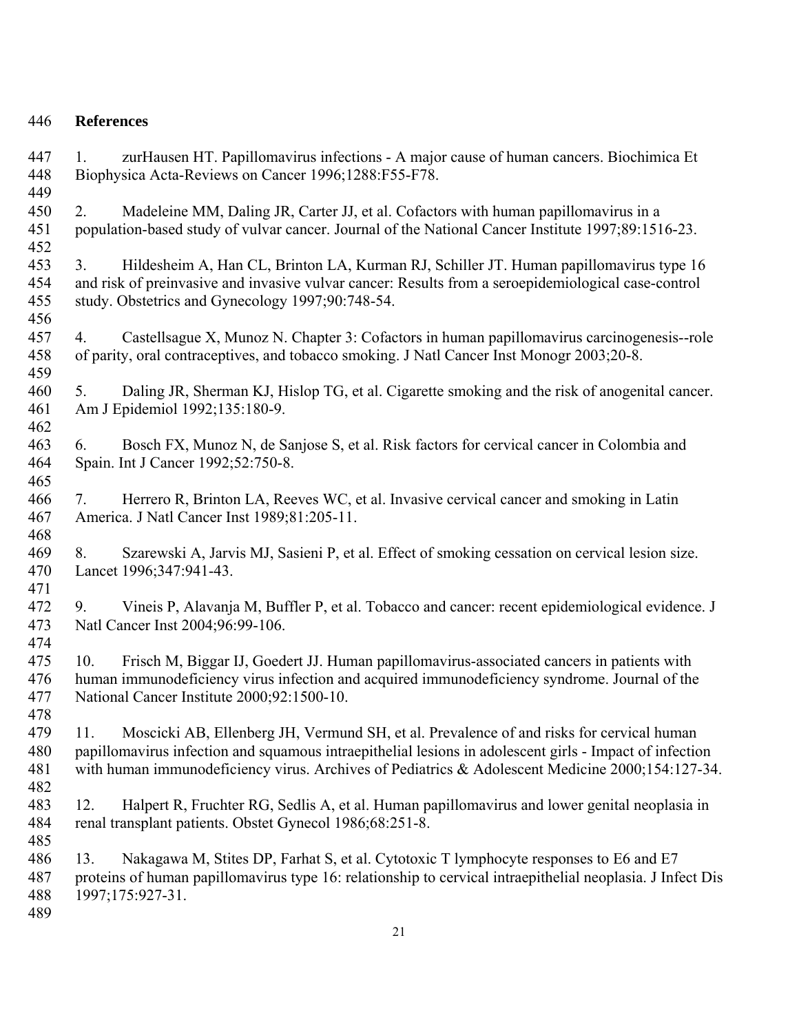## References

1. zurHausen HT. Papillomavirus infections - A major cause of human cancers. Biochimica Et Biophysica Acta-Reviews on Cancer 1996;1288:F55-F78.

2. Madeleine MM, Daling JR, Carter JJ, et al. Cofactors with human papillomavirus in a population-based study of vulvar cancer. Journal of the National Cancer Institute 1997;89:1516-23.

3. Hildesheim A, Han CL, Brinton LA, Kurman RJ, Schiller JT. Human papillomavirus type 16 and risk of preinvasive and invasive vulvar cancer: Results from a seroepidemiological case-control study. Obstetrics and Gynecology 1997;90:748-54.

4. Castellsague X, Munoz N. Chapter 3: Cofactors in human papillomavirus carcinogenesis--role of parity, oral contraceptives, and tobacco smoking. J Natl Cancer Inst Monogr 2003;20-8.

5. Daling JR, Sherman KJ, Hislop TG, et al. Cigarette smoking and the risk of anogenital cancer. Am J Epidemiol 1992;135:180-9.

6. Bosch FX, Munoz N, de Sanjose S, et al. Risk factors for cervical cancer in Colombia and Spain. Int J Cancer 1992;52:750-8.

7. Herrero R, Brinton LA, Reeves WC, et al. Invasive cervical cancer and smoking in Latin America. J Natl Cancer Inst 1989;81:205-11.

8. Szarewski A, Jarvis MJ, Sasieni P, et al. Effect of smoking cessation on cervical lesion size. Lancet 1996;347:941-43.

9. Vineis P, Alavanja M, Buffler P, et al. Tobacco and cancer: recent epidemiological evidence. J Natl Cancer Inst 2004;96:99-106.

10. Frisch M, Biggar IJ, Goedert JJ. Human papillomavirus-associated cancers in patients with human immunodeficiency virus infection and acquired immunodeficiency syndrome. Journal of the National Cancer Institute 2000;92:1500-10.

11. Moscicki AB, Ellenberg JH, Vermund SH, et al. Prevalence of and risks for cervical human papillomavirus infection and squamous intraepithelial lesions in adolescent girls - Impact of infection with human immunodeficiency virus. Archives of Pediatrics & Adolescent Medicine 2000;154:127-34.

12. Halpert R, Fruchter RG, Sedlis A, et al. Human papillomavirus and lower genital neoplasia in renal transplant patients. Obstet Gynecol 1986;68:251-8.

13. Nakagawa M, Stites DP, Farhat S, et al. Cytotoxic T lymphocyte responses to E6 and E7 proteins of human papillomavirus type 16: relationship to cervical intraepithelial neoplasia. J Infect Dis 1997;175:927-31.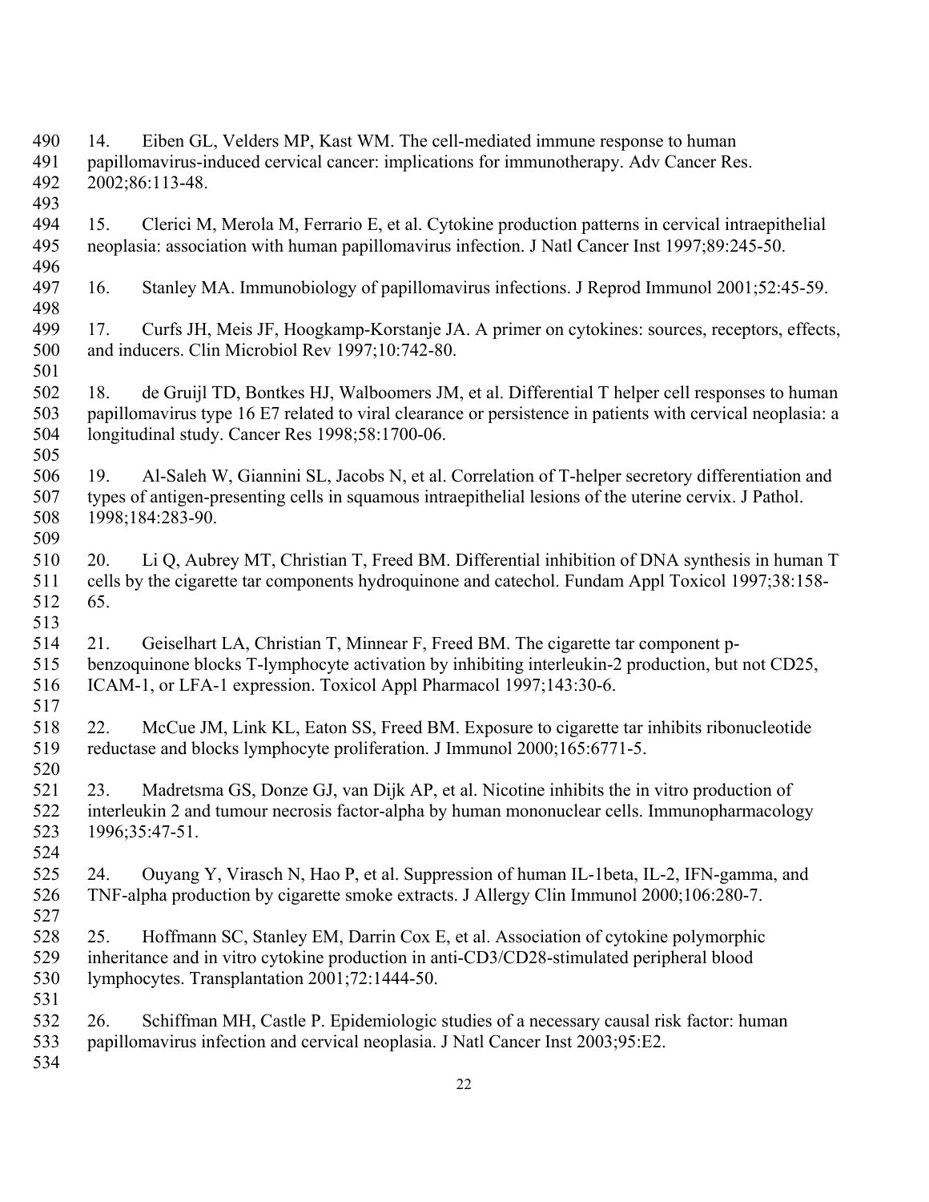14. Eiben GL, Velders MP, Kast WM. The cell-mediated immune response to human papillomavirus-induced cervical cancer: implications for immunotherapy. Adv Cancer Res. 2002;86:113-48.

15. Clerici M, Merola M, Ferrario E, et al. Cytokine production patterns in cervical intraepithelial neoplasia: association with human papillomavirus infection. J Natl Cancer Inst 1997;89:245-50.

16. Stanley MA. Immunobiology of papillomavirus infections. J Reprod Immunol 2001;52:45-59.

17. Curfs JH, Meis JF, Hoogkamp-Korstanje JA. A primer on cytokines: sources, receptors, effects, and inducers. Clin Microbiol Rev 1997;10:742-80.

18. de Gruijl TD, Bontkes HJ, Walboomers JM, et al. Differential T helper cell responses to human papillomavirus type 16 E7 related to viral clearance or persistence in patients with cervical neoplasia: a longitudinal study. Cancer Res 1998;58:1700-06.

19. Al-Saleh W, Giannini SL, Jacobs N, et al. Correlation of T-helper secretory differentiation and types of antigen-presenting cells in squamous intraepithelial lesions of the uterine cervix. J Pathol. 1998;184:283-90.

20. Li Q, Aubrey MT, Christian T, Freed BM. Differential inhibition of DNA synthesis in human T cells by the cigarette tar components hydroquinone and catechol. Fundam Appl Toxicol 1997;38:158-65.

21. Geiselhart LA, Christian T, Minnear F, Freed BM. The cigarette tar component p-benzoquinone blocks T-lymphocyte activation by inhibiting interleukin-2 production, but not CD25, ICAM-1, or LFA-1 expression. Toxicol Appl Pharmacol 1997;143:30-6.

22. McCue JM, Link KL, Eaton SS, Freed BM. Exposure to cigarette tar inhibits ribonucleotide reductase and blocks lymphocyte proliferation. J Immunol 2000;165:6771-5.

23. Madretsma GS, Donze GJ, van Dijk AP, et al. Nicotine inhibits the in vitro production of interleukin 2 and tumour necrosis factor-alpha by human mononuclear cells. Immunopharmacology 1996;35:47-51.

24. Ouyang Y, Virasch N, Hao P, et al. Suppression of human IL-1beta, IL-2, IFN-gamma, and TNF-alpha production by cigarette smoke extracts. J Allergy Clin Immunol 2000;106:280-7.

25. Hoffmann SC, Stanley EM, Darrin Cox E, et al. Association of cytokine polymorphic inheritance and in vitro cytokine production in anti-CD3/CD28-stimulated peripheral blood lymphocytes. Transplantation 2001;72:1444-50.

26. Schiffman MH, Castle P. Epidemiologic studies of a necessary causal risk factor: human papillomavirus infection and cervical neoplasia. J Natl Cancer Inst 2003;95:E2.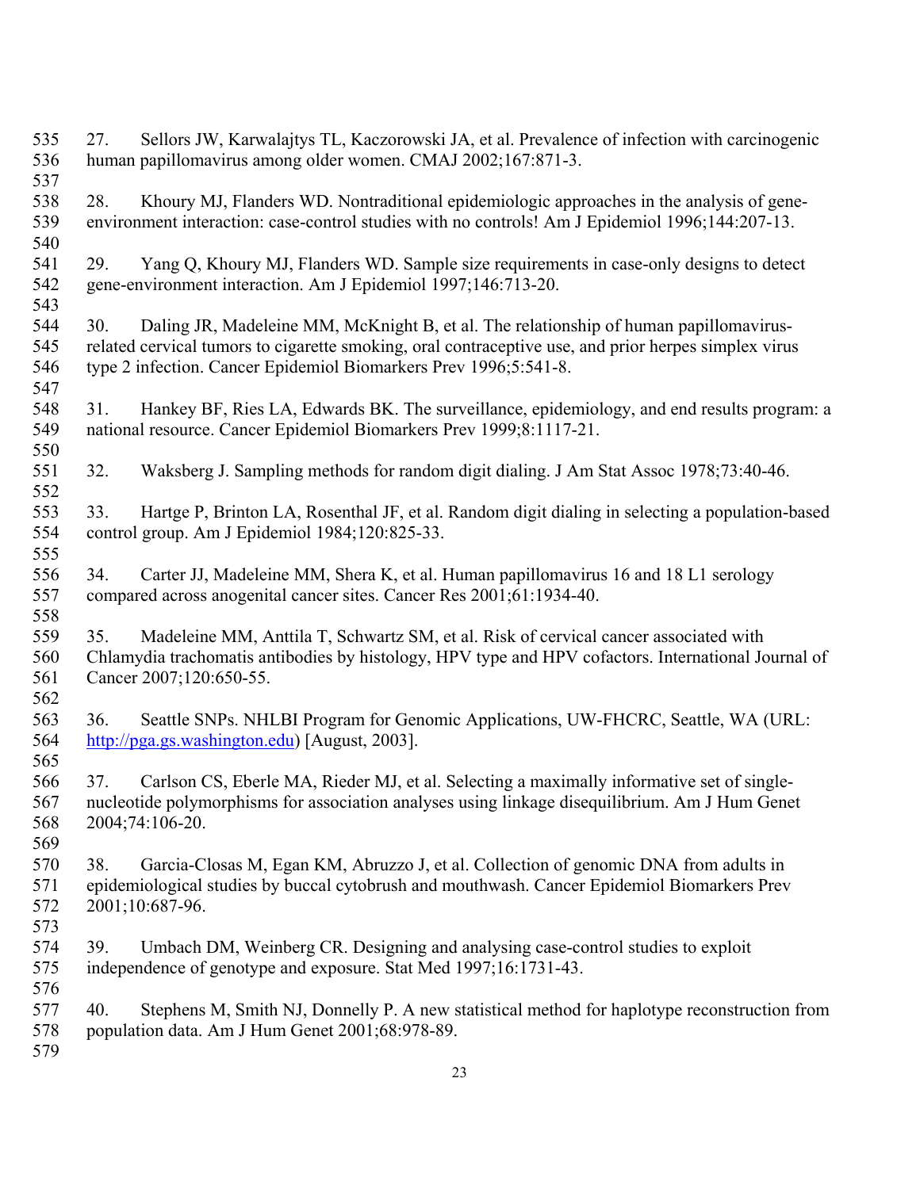27. Sellors JW, Karwalajtys TL, Kaczorowski JA, et al. Prevalence of infection with carcinogenic human papillomavirus among older women. CMAJ 2002;167:871-3.

28. Khoury MJ, Flanders WD. Nontraditional epidemiologic approaches in the analysis of gene-environment interaction: case-control studies with no controls! Am J Epidemiol 1996;144:207-13.

29. Yang Q, Khoury MJ, Flanders WD. Sample size requirements in case-only designs to detect gene-environment interaction. Am J Epidemiol 1997;146:713-20.

30. Daling JR, Madeleine MM, McKnight B, et al. The relationship of human papillomavirus-related cervical tumors to cigarette smoking, oral contraceptive use, and prior herpes simplex virus type 2 infection. Cancer Epidemiol Biomarkers Prev 1996;5:541-8.

31. Hankey BF, Ries LA, Edwards BK. The surveillance, epidemiology, and end results program: a national resource. Cancer Epidemiol Biomarkers Prev 1999;8:1117-21.

32. Waksberg J. Sampling methods for random digit dialing. J Am Stat Assoc 1978;73:40-46.

33. Hartge P, Brinton LA, Rosenthal JF, et al. Random digit dialing in selecting a population-based control group. Am J Epidemiol 1984;120:825-33.

34. Carter JJ, Madeleine MM, Shera K, et al. Human papillomavirus 16 and 18 L1 serology compared across anogenital cancer sites. Cancer Res 2001;61:1934-40.

35. Madeleine MM, Anttila T, Schwartz SM, et al. Risk of cervical cancer associated with Chlamydia trachomatis antibodies by histology, HPV type and HPV cofactors. International Journal of Cancer 2007;120:650-55.

36. Seattle SNPs. NHLBI Program for Genomic Applications, UW-FHCRC, Seattle, WA (URL: http://pga.gs.washington.edu) [August, 2003].

37. Carlson CS, Eberle MA, Rieder MJ, et al. Selecting a maximally informative set of single-nucleotide polymorphisms for association analyses using linkage disequilibrium. Am J Hum Genet 2004;74:106-20.

38. Garcia-Closas M, Egan KM, Abruzzo J, et al. Collection of genomic DNA from adults in epidemiological studies by buccal cytobrush and mouthwash. Cancer Epidemiol Biomarkers Prev 2001;10:687-96.

39. Umbach DM, Weinberg CR. Designing and analysing case-control studies to exploit independence of genotype and exposure. Stat Med 1997;16:1731-43.

40. Stephens M, Smith NJ, Donnelly P. A new statistical method for haplotype reconstruction from population data. Am J Hum Genet 2001;68:978-89.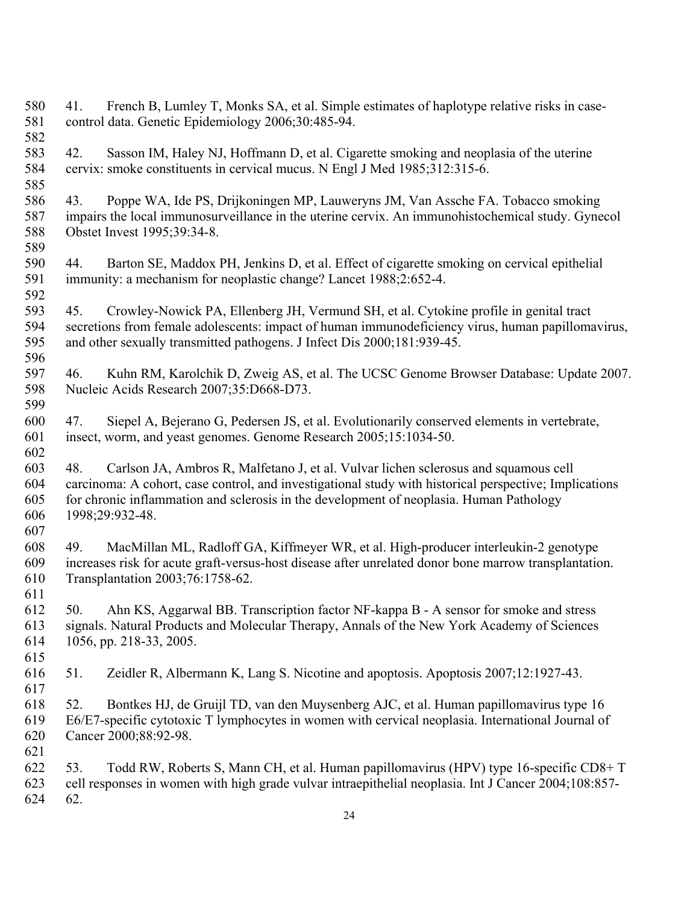41. French B, Lumley T, Monks SA, et al. Simple estimates of haplotype relative risks in case-control data. Genetic Epidemiology 2006;30:485-94.

42. Sasson IM, Haley NJ, Hoffmann D, et al. Cigarette smoking and neoplasia of the uterine cervix: smoke constituents in cervical mucus. N Engl J Med 1985;312:315-6.

43. Poppe WA, Ide PS, Drijkoningen MP, Lauweryns JM, Van Assche FA. Tobacco smoking impairs the local immunosurveillance in the uterine cervix. An immunohistochemical study. Gynecol Obstet Invest 1995;39:34-8.

44. Barton SE, Maddox PH, Jenkins D, et al. Effect of cigarette smoking on cervical epithelial immunity: a mechanism for neoplastic change? Lancet 1988;2:652-4.

45. Crowley-Nowick PA, Ellenberg JH, Vermund SH, et al. Cytokine profile in genital tract secretions from female adolescents: impact of human immunodeficiency virus, human papillomavirus, and other sexually transmitted pathogens. J Infect Dis 2000;181:939-45.

46. Kuhn RM, Karolchik D, Zweig AS, et al. The UCSC Genome Browser Database: Update 2007. Nucleic Acids Research 2007;35:D668-D73.

47. Siepel A, Bejerano G, Pedersen JS, et al. Evolutionarily conserved elements in vertebrate, insect, worm, and yeast genomes. Genome Research 2005;15:1034-50.

48. Carlson JA, Ambros R, Malfetano J, et al. Vulvar lichen sclerosus and squamous cell carcinoma: A cohort, case control, and investigational study with historical perspective; Implications for chronic inflammation and sclerosis in the development of neoplasia. Human Pathology 1998;29:932-48.

49. MacMillan ML, Radloff GA, Kiffmeyer WR, et al. High-producer interleukin-2 genotype increases risk for acute graft-versus-host disease after unrelated donor bone marrow transplantation. Transplantation 2003;76:1758-62.

50. Ahn KS, Aggarwal BB. Transcription factor NF-kappa B - A sensor for smoke and stress signals. Natural Products and Molecular Therapy, Annals of the New York Academy of Sciences 1056, pp. 218-33, 2005.

51. Zeidler R, Albermann K, Lang S. Nicotine and apoptosis. Apoptosis 2007;12:1927-43.

52. Bontkes HJ, de Gruijl TD, van den Muysenberg AJC, et al. Human papillomavirus type 16 E6/E7-specific cytotoxic T lymphocytes in women with cervical neoplasia. International Journal of Cancer 2000;88:92-98.

53. Todd RW, Roberts S, Mann CH, et al. Human papillomavirus (HPV) type 16-specific CD8+ T cell responses in women with high grade vulvar intraepithelial neoplasia. Int J Cancer 2004;108:857-62.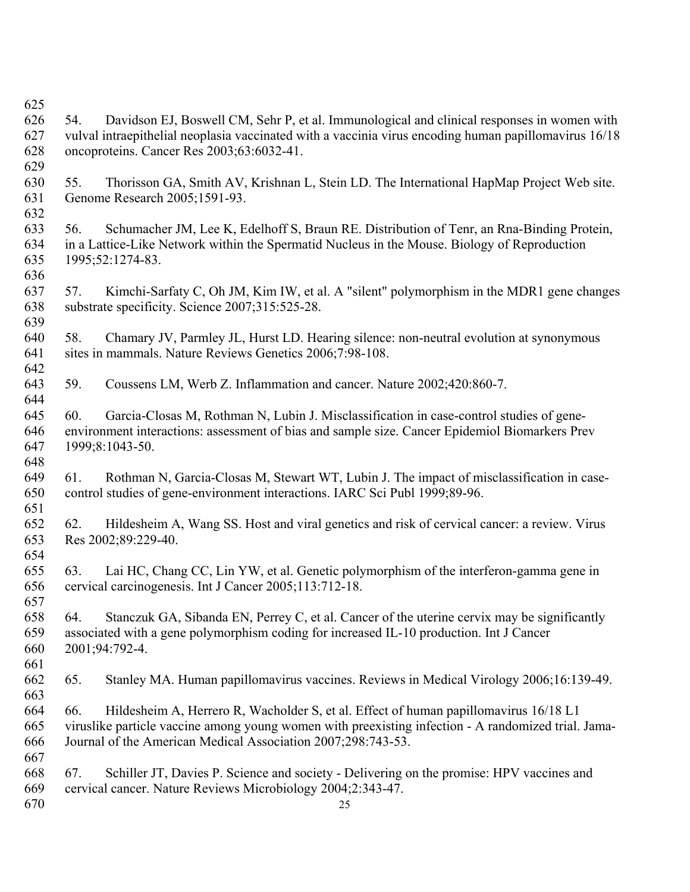54. Davidson EJ, Boswell CM, Sehr P, et al. Immunological and clinical responses in women with vulval intraepithelial neoplasia vaccinated with a vaccinia virus encoding human papillomavirus 16/18 oncoproteins. Cancer Res 2003;63:6032-41.

55. Thorisson GA, Smith AV, Krishnan L, Stein LD. The International HapMap Project Web site. Genome Research 2005;1591-93.

56. Schumacher JM, Lee K, Edelhoff S, Braun RE. Distribution of Tenr, an Rna-Binding Protein, in a Lattice-Like Network within the Spermatid Nucleus in the Mouse. Biology of Reproduction 1995;52:1274-83.

57. Kimchi-Sarfaty C, Oh JM, Kim IW, et al. A "silent" polymorphism in the MDR1 gene changes substrate specificity. Science 2007;315:525-28.

58. Chamary JV, Parmley JL, Hurst LD. Hearing silence: non-neutral evolution at synonymous sites in mammals. Nature Reviews Genetics 2006;7:98-108.

59. Coussens LM, Werb Z. Inflammation and cancer. Nature 2002;420:860-7.

60. Garcia-Closas M, Rothman N, Lubin J. Misclassification in case-control studies of gene-environment interactions: assessment of bias and sample size. Cancer Epidemiol Biomarkers Prev 1999;8:1043-50.

61. Rothman N, Garcia-Closas M, Stewart WT, Lubin J. The impact of misclassification in case-control studies of gene-environment interactions. IARC Sci Publ 1999;89-96.

62. Hildesheim A, Wang SS. Host and viral genetics and risk of cervical cancer: a review. Virus Res 2002;89:229-40.

63. Lai HC, Chang CC, Lin YW, et al. Genetic polymorphism of the interferon-gamma gene in cervical carcinogenesis. Int J Cancer 2005;113:712-18.

64. Stanczuk GA, Sibanda EN, Perrey C, et al. Cancer of the uterine cervix may be significantly associated with a gene polymorphism coding for increased IL-10 production. Int J Cancer 2001;94:792-4.

65. Stanley MA. Human papillomavirus vaccines. Reviews in Medical Virology 2006;16:139-49.

66. Hildesheim A, Herrero R, Wacholder S, et al. Effect of human papillomavirus 16/18 L1 viruslike particle vaccine among young women with preexisting infection - A randomized trial. Jama-Journal of the American Medical Association 2007;298:743-53.

67. Schiller JT, Davies P. Science and society - Delivering on the promise: HPV vaccines and cervical cancer. Nature Reviews Microbiology 2004;2:343-47.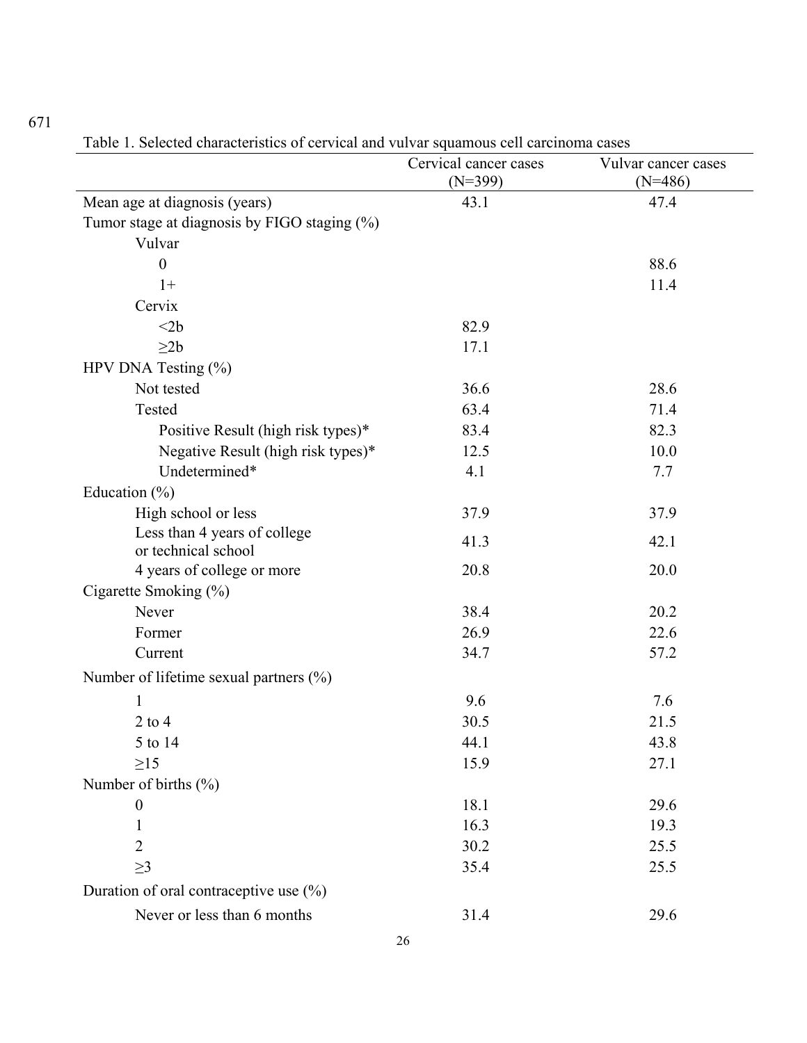Table 1. Selected characteristics of cervical and vulvar squamous cell carcinoma cases

| | Cervical cancer cases (N=399) | Vulvar cancer cases (N=486) |
|---|---|---|
| Mean age at diagnosis (years) | 43.1 | 47.4 |
| Tumor stage at diagnosis by FIGO staging (%) | | |
| Vulvar | | |
| 0 | | 88.6 |
| 1+ | | 11.4 |
| Cervix | | |
| <2b | 82.9 | |
| ≥2b | 17.1 | |
| HPV DNA Testing (%) | | |
| Not tested | 36.6 | 28.6 |
| Tested | 63.4 | 71.4 |
| Positive Result (high risk types)* | 83.4 | 82.3 |
| Negative Result (high risk types)* | 12.5 | 10.0 |
| Undetermined* | 4.1 | 7.7 |
| Education (%) | | |
| High school or less | 37.9 | 37.9 |
| Less than 4 years of college or technical school | 41.3 | 42.1 |
| 4 years of college or more | 20.8 | 20.0 |
| Cigarette Smoking (%) | | |
| Never | 38.4 | 20.2 |
| Former | 26.9 | 22.6 |
| Current | 34.7 | 57.2 |
| Number of lifetime sexual partners (%) | | |
| 1 | 9.6 | 7.6 |
| 2 to 4 | 30.5 | 21.5 |
| 5 to 14 | 44.1 | 43.8 |
| ≥15 | 15.9 | 27.1 |
| Number of births (%) | | |
| 0 | 18.1 | 29.6 |
| 1 | 16.3 | 19.3 |
| 2 | 30.2 | 25.5 |
| ≥3 | 35.4 | 25.5 |
| Duration of oral contraceptive use (%) | | |
| Never or less than 6 months | 31.4 | 29.6 |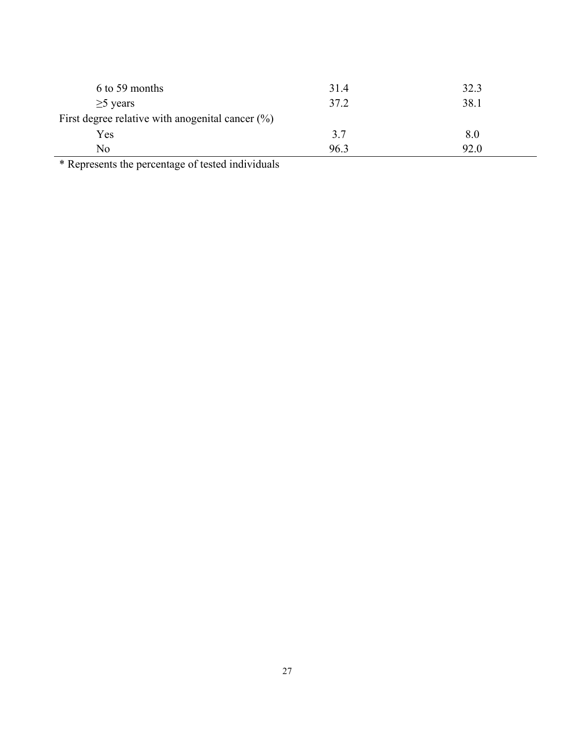| | | |
|---|---|---|
| 6 to 59 months | 31.4 | 32.3 |
| ≥5 years | 37.2 | 38.1 |
| First degree relative with anogenital cancer (%) | | |
| Yes | 3.7 | 8.0 |
| No | 96.3 | 92.0 |

* Represents the percentage of tested individuals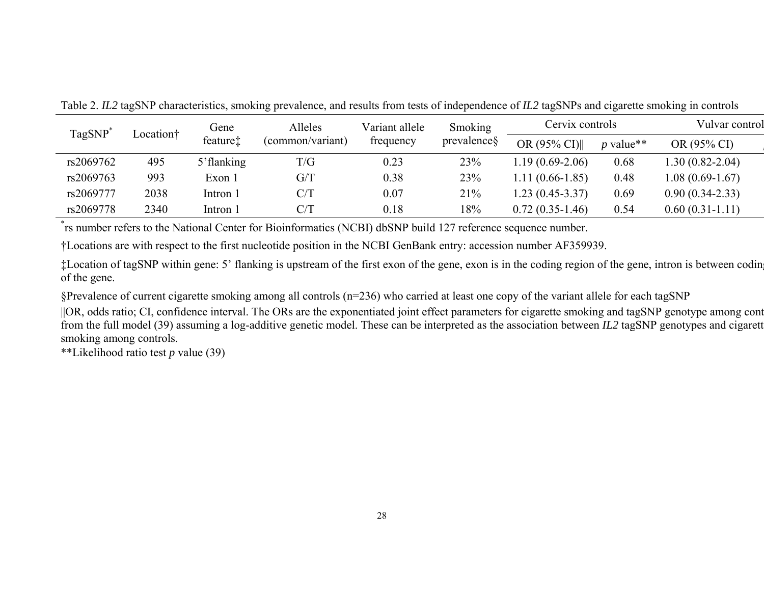Table 2. *IL2* tagSNP characteristics, smoking prevalence, and results from tests of independence of *IL2* tagSNPs and cigarette smoking in controls

| TagSNP* | Location† | Gene feature‡ | Alleles (common/variant) | Variant allele frequency | Smoking prevalence§ | Cervix controls | | Vulvar control |
|---|---|---|---|---|---|---|---|---|
| | | | | | | OR (95% CI)‖ | *p* value** | OR (95% CI) |
| rs2069762 | 495 | 5'flanking | T/G | 0.23 | 23% | 1.19 (0.69-2.06) | 0.68 | 1.30 (0.82-2.04) |
| rs2069763 | 993 | Exon 1 | G/T | 0.38 | 23% | 1.11 (0.66-1.85) | 0.48 | 1.08 (0.69-1.67) |
| rs2069777 | 2038 | Intron 1 | C/T | 0.07 | 21% | 1.23 (0.45-3.37) | 0.69 | 0.90 (0.34-2.33) |
| rs2069778 | 2340 | Intron 1 | C/T | 0.18 | 18% | 0.72 (0.35-1.46) | 0.54 | 0.60 (0.31-1.11) |

*rs number refers to the National Center for Bioinformatics (NCBI) dbSNP build 127 reference sequence number.

†Locations are with respect to the first nucleotide position in the NCBI GenBank entry: accession number AF359939.

‡Location of tagSNP within gene: 5' flanking is upstream of the first exon of the gene, exon is in the coding region of the gene, intron is between codin of the gene.

§Prevalence of current cigarette smoking among all controls (n=236) who carried at least one copy of the variant allele for each tagSNP

‖OR, odds ratio; CI, confidence interval. The ORs are the exponentiated joint effect parameters for cigarette smoking and tagSNP genotype among cont from the full model (39) assuming a log-additive genetic model. These can be interpreted as the association between *IL2* tagSNP genotypes and cigarett smoking among controls.

**Likelihood ratio test *p* value (39)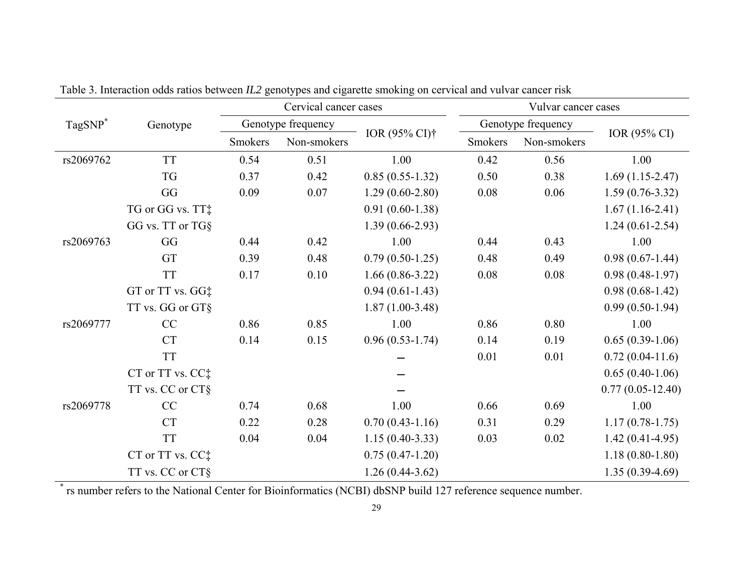Table 3. Interaction odds ratios between *IL2* genotypes and cigarette smoking on cervical and vulvar cancer risk

| TagSNP* | Genotype | Cervical cancer cases | | | Vulvar cancer cases | | |
|---|---|---|---|---|---|---|---|
| | | Genotype frequency | | IOR (95% CI)† | Genotype frequency | | IOR (95% CI) |
| | | Smokers | Non-smokers | | Smokers | Non-smokers | |
| rs2069762 | TT | 0.54 | 0.51 | 1.00 | 0.42 | 0.56 | 1.00 |
| | TG | 0.37 | 0.42 | 0.85 (0.55-1.32) | 0.50 | 0.38 | 1.69 (1.15-2.47) |
| | GG | 0.09 | 0.07 | 1.29 (0.60-2.80) | 0.08 | 0.06 | 1.59 (0.76-3.32) |
| | TG or GG vs. TT‡ | | | 0.91 (0.60-1.38) | | | 1.67 (1.16-2.41) |
| | GG vs. TT or TG§ | | | 1.39 (0.66-2.93) | | | 1.24 (0.61-2.54) |
| rs2069763 | GG | 0.44 | 0.42 | 1.00 | 0.44 | 0.43 | 1.00 |
| | GT | 0.39 | 0.48 | 0.79 (0.50-1.25) | 0.48 | 0.49 | 0.98 (0.67-1.44) |
| | TT | 0.17 | 0.10 | 1.66 (0.86-3.22) | 0.08 | 0.08 | 0.98 (0.48-1.97) |
| | GT or TT vs. GG‡ | | | 0.94 (0.61-1.43) | | | 0.98 (0.68-1.42) |
| | TT vs. GG or GT§ | | | 1.87 (1.00-3.48) | | | 0.99 (0.50-1.94) |
| rs2069777 | CC | 0.86 | 0.85 | 1.00 | 0.86 | 0.80 | 1.00 |
| | CT | 0.14 | 0.15 | 0.96 (0.53-1.74) | 0.14 | 0.19 | 0.65 (0.39-1.06) |
| | TT | | | – | 0.01 | 0.01 | 0.72 (0.04-11.6) |
| | CT or TT vs. CC‡ | | | – | | | 0.65 (0.40-1.06) |
| | TT vs. CC or CT§ | | | – | | | 0.77 (0.05-12.40) |
| rs2069778 | CC | 0.74 | 0.68 | 1.00 | 0.66 | 0.69 | 1.00 |
| | CT | 0.22 | 0.28 | 0.70 (0.43-1.16) | 0.31 | 0.29 | 1.17 (0.78-1.75) |
| | TT | 0.04 | 0.04 | 1.15 (0.40-3.33) | 0.03 | 0.02 | 1.42 (0.41-4.95) |
| | CT or TT vs. CC‡ | | | 0.75 (0.47-1.20) | | | 1.18 (0.80-1.80) |
| | TT vs. CC or CT§ | | | 1.26 (0.44-3.62) | | | 1.35 (0.39-4.69) |

* rs number refers to the National Center for Bioinformatics (NCBI) dbSNP build 127 reference sequence number.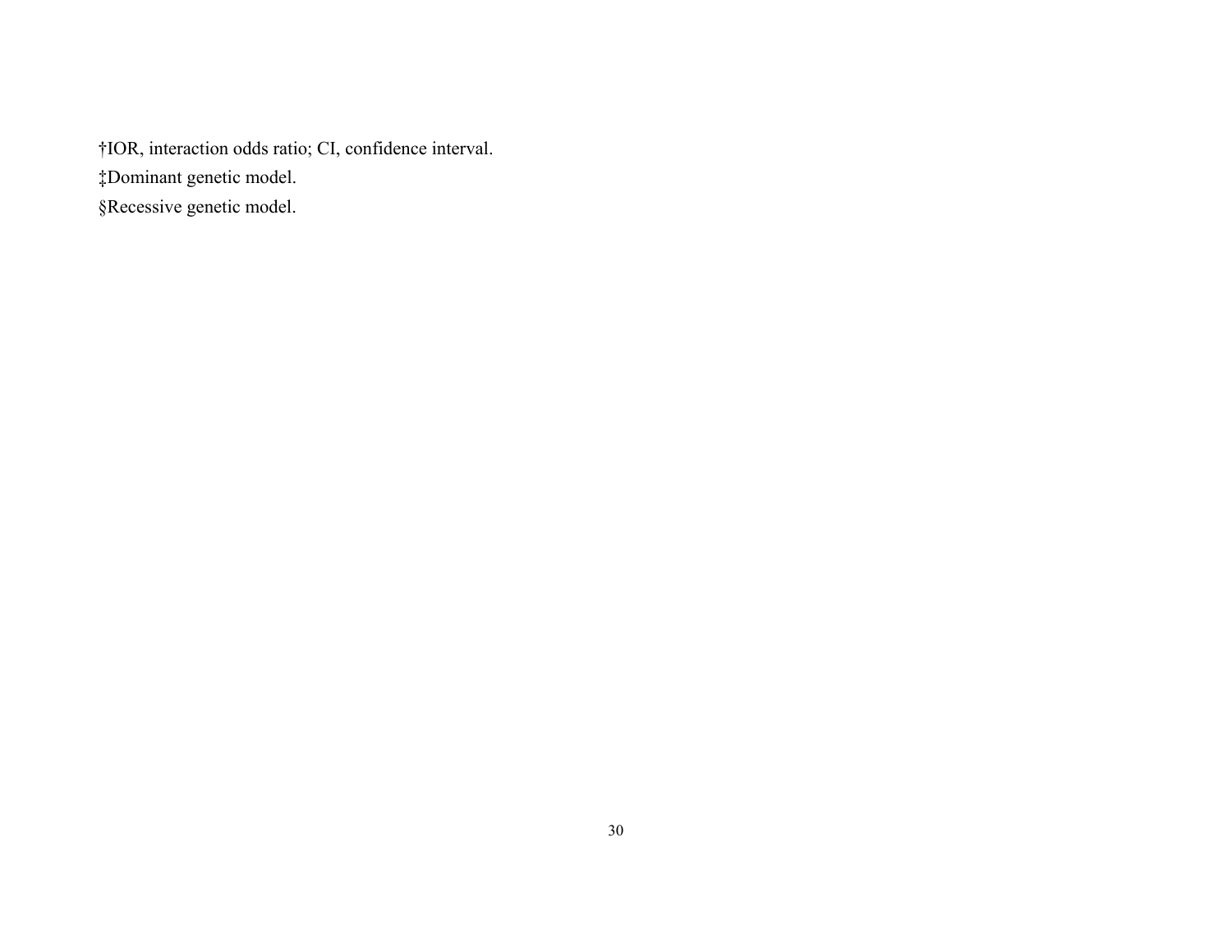†IOR, interaction odds ratio; CI, confidence interval.

‡Dominant genetic model.

§Recessive genetic model.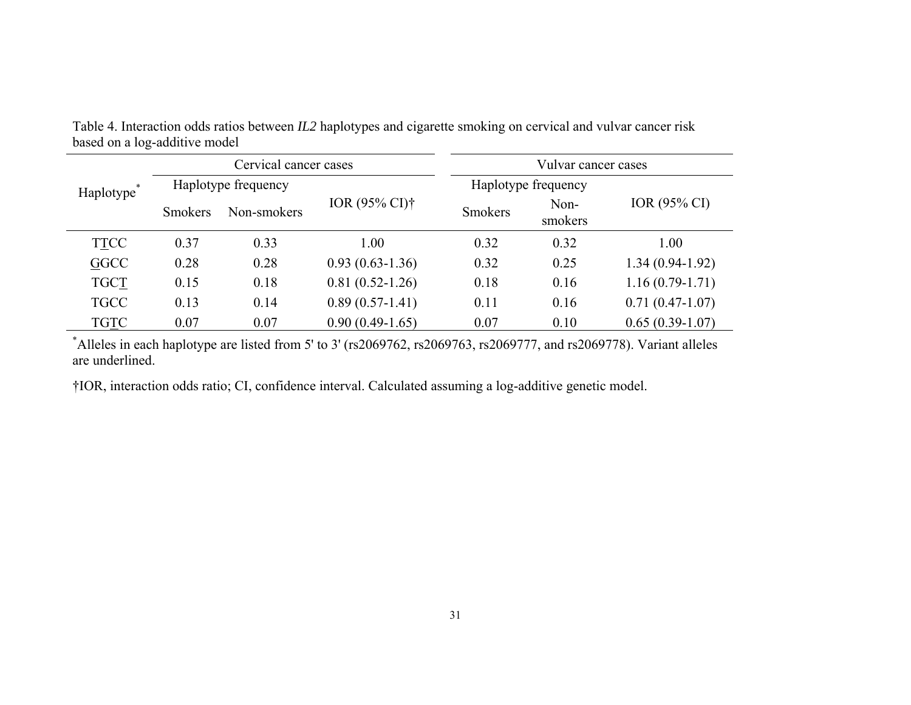Table 4. Interaction odds ratios between *IL2* haplotypes and cigarette smoking on cervical and vulvar cancer risk based on a log-additive model

| Haplotype* | Cervical cancer cases | | | Vulvar cancer cases | | |
|---|---|---|---|---|---|---|
| | Haplotype frequency | | IOR (95% CI)† | Haplotype frequency | | IOR (95% CI) |
| | Smokers | Non-smokers | | Smokers | Non-smokers | |
| T<u>T</u>CC | 0.37 | 0.33 | 1.00 | 0.32 | 0.32 | 1.00 |
| <u>G</u>GCC | 0.28 | 0.28 | 0.93 (0.63-1.36) | 0.32 | 0.25 | 1.34 (0.94-1.92) |
| TGC<u>T</u> | 0.15 | 0.18 | 0.81 (0.52-1.26) | 0.18 | 0.16 | 1.16 (0.79-1.71) |
| TGCC | 0.13 | 0.14 | 0.89 (0.57-1.41) | 0.11 | 0.16 | 0.71 (0.47-1.07) |
| TG<u>T</u>C | 0.07 | 0.07 | 0.90 (0.49-1.65) | 0.07 | 0.10 | 0.65 (0.39-1.07) |

*Alleles in each haplotype are listed from 5' to 3' (rs2069762, rs2069763, rs2069777, and rs2069778). Variant alleles are underlined.

†IOR, interaction odds ratio; CI, confidence interval. Calculated assuming a log-additive genetic model.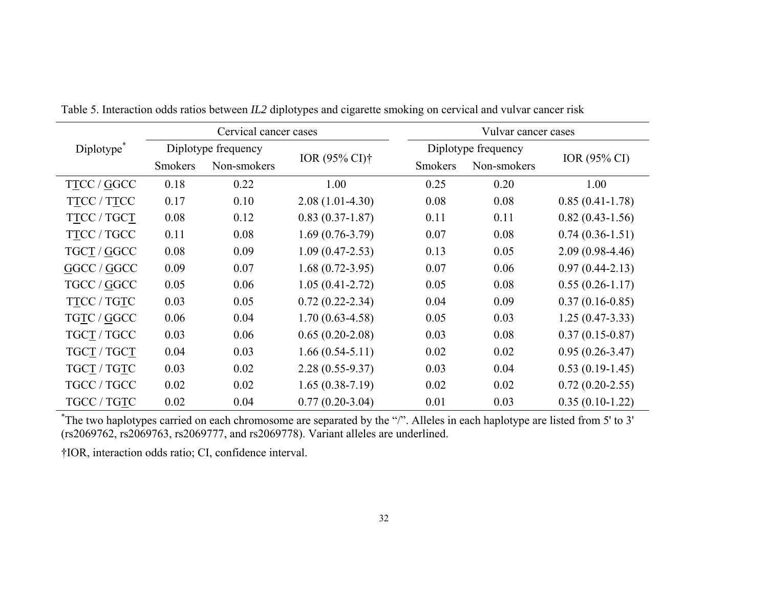Table 5. Interaction odds ratios between *IL2* diplotypes and cigarette smoking on cervical and vulvar cancer risk

| Diplotype[*] | Cervical cancer cases | | | Vulvar cancer cases | | |
|---|---|---|---|---|---|---|
| | Diplotype frequency | | IOR (95% CI)† | Diplotype frequency | | IOR (95% CI) |
| | Smokers | Non-smokers | | Smokers | Non-smokers | |
| T<u>T</u>CC / <u>G</u>GCC | 0.18 | 0.22 | 1.00 | 0.25 | 0.20 | 1.00 |
| T<u>T</u>CC / T<u>T</u>CC | 0.17 | 0.10 | 2.08 (1.01-4.30) | 0.08 | 0.08 | 0.85 (0.41-1.78) |
| T<u>T</u>CC / TGC<u>T</u> | 0.08 | 0.12 | 0.83 (0.37-1.87) | 0.11 | 0.11 | 0.82 (0.43-1.56) |
| T<u>T</u>CC / TGCC | 0.11 | 0.08 | 1.69 (0.76-3.79) | 0.07 | 0.08 | 0.74 (0.36-1.51) |
| TGC<u>T</u> / <u>G</u>GCC | 0.08 | 0.09 | 1.09 (0.47-2.53) | 0.13 | 0.05 | 2.09 (0.98-4.46) |
| <u>G</u>GCC / <u>G</u>GCC | 0.09 | 0.07 | 1.68 (0.72-3.95) | 0.07 | 0.06 | 0.97 (0.44-2.13) |
| TGCC / <u>G</u>GCC | 0.05 | 0.06 | 1.05 (0.41-2.72) | 0.05 | 0.08 | 0.55 (0.26-1.17) |
| T<u>T</u>CC / TG<u>T</u>C | 0.03 | 0.05 | 0.72 (0.22-2.34) | 0.04 | 0.09 | 0.37 (0.16-0.85) |
| TG<u>T</u>C / <u>G</u>GCC | 0.06 | 0.04 | 1.70 (0.63-4.58) | 0.05 | 0.03 | 1.25 (0.47-3.33) |
| TGC<u>T</u> / TGCC | 0.03 | 0.06 | 0.65 (0.20-2.08) | 0.03 | 0.08 | 0.37 (0.15-0.87) |
| TGC<u>T</u> / TGC<u>T</u> | 0.04 | 0.03 | 1.66 (0.54-5.11) | 0.02 | 0.02 | 0.95 (0.26-3.47) |
| TGC<u>T</u> / TG<u>T</u>C | 0.03 | 0.02 | 2.28 (0.55-9.37) | 0.03 | 0.04 | 0.53 (0.19-1.45) |
| TGCC / TGCC | 0.02 | 0.02 | 1.65 (0.38-7.19) | 0.02 | 0.02 | 0.72 (0.20-2.55) |
| TGCC / TG<u>T</u>C | 0.02 | 0.04 | 0.77 (0.20-3.04) | 0.01 | 0.03 | 0.35 (0.10-1.22) |

[*]The two haplotypes carried on each chromosome are separated by the "/". Alleles in each haplotype are listed from 5' to 3' (rs2069762, rs2069763, rs2069777, and rs2069778). Variant alleles are underlined.

†IOR, interaction odds ratio; CI, confidence interval.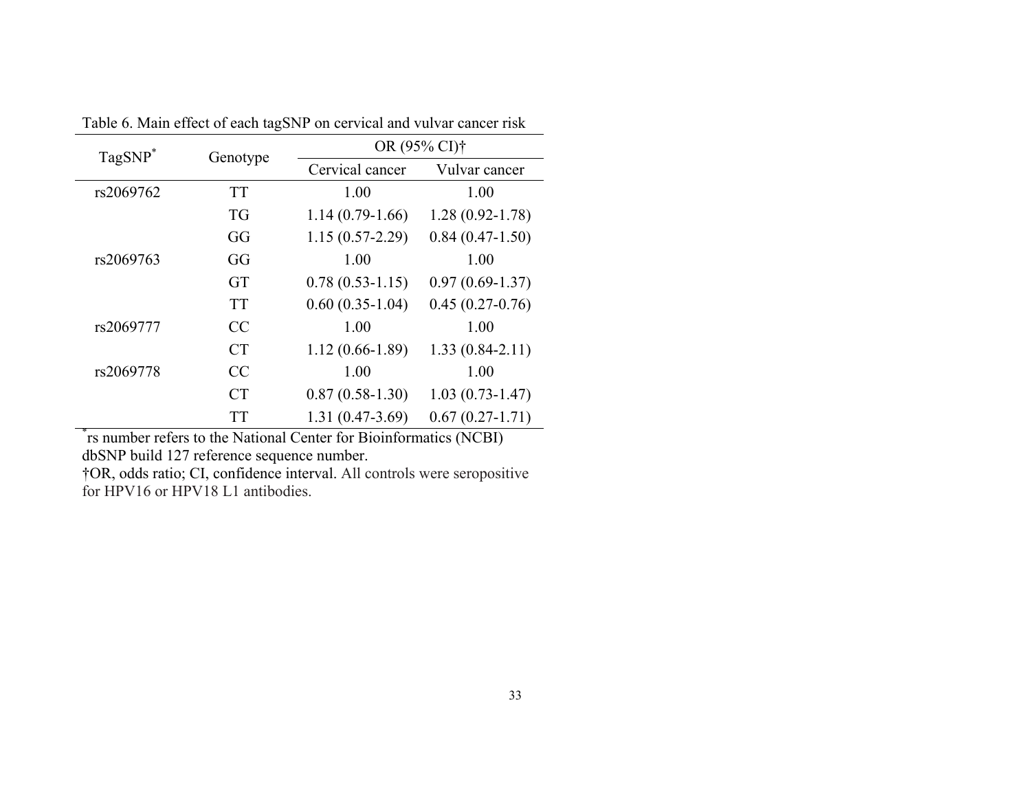Table 6. Main effect of each tagSNP on cervical and vulvar cancer risk

| TagSNP* | Genotype | OR (95% CI)† | |
|---|---|---|---|
| | | Cervical cancer | Vulvar cancer |
| rs2069762 | TT | 1.00 | 1.00 |
| | TG | 1.14 (0.79-1.66) | 1.28 (0.92-1.78) |
| | GG | 1.15 (0.57-2.29) | 0.84 (0.47-1.50) |
| rs2069763 | GG | 1.00 | 1.00 |
| | GT | 0.78 (0.53-1.15) | 0.97 (0.69-1.37) |
| | TT | 0.60 (0.35-1.04) | 0.45 (0.27-0.76) |
| rs2069777 | CC | 1.00 | 1.00 |
| | CT | 1.12 (0.66-1.89) | 1.33 (0.84-2.11) |
| rs2069778 | CC | 1.00 | 1.00 |
| | CT | 0.87 (0.58-1.30) | 1.03 (0.73-1.47) |
| | TT | 1.31 (0.47-3.69) | 0.67 (0.27-1.71) |

*rs number refers to the National Center for Bioinformatics (NCBI) dbSNP build 127 reference sequence number.

†OR, odds ratio; CI, confidence interval. All controls were seropositive for HPV16 or HPV18 L1 antibodies.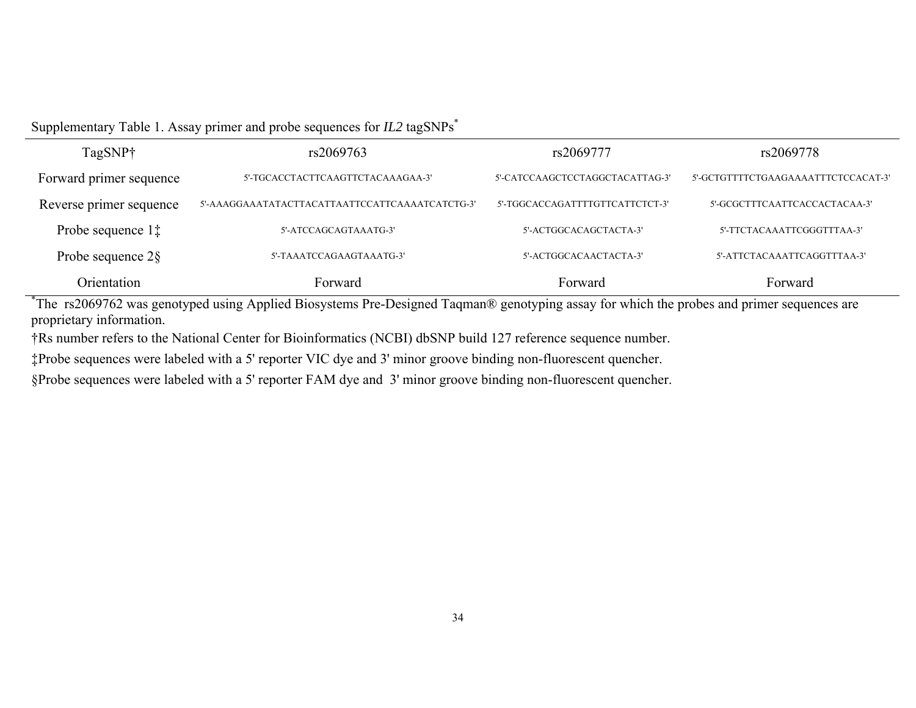Supplementary Table 1. Assay primer and probe sequences for *IL2* tagSNPs*

| TagSNP† | rs2069763 | rs2069777 | rs2069778 |
| --- | --- | --- | --- |
| Forward primer sequence | 5'-TGCACCTACTTCAAGTTCTACAAAGAA-3' | 5'-CATCCAAGCTCCTAGGCTACATTAG-3' | 5'-GCTGTTTTCTGAAGAAAATTTCTCCACAT-3' |
| Reverse primer sequence | 5'-AAAGGAAATATACTTACATTAATTCCATTCAAAATCATCTG-3' | 5'-TGGCACCAGATTTTGTTCATTCTCT-3' | 5'-GCGCTTTCAATTCACCACTACAA-3' |
| Probe sequence 1‡ | 5'-ATCCAGCAGTAAATG-3' | 5'-ACTGGCACAGCTACTA-3' | 5'-TTCTACAAATTCGGGTTTAA-3' |
| Probe sequence 2§ | 5'-TAAATCCAGAAGTAAATG-3' | 5'-ACTGGCACAACTACTA-3' | 5'-ATTCTACAAATTCAGGTTTAA-3' |
| Orientation | Forward | Forward | Forward |

*The rs2069762 was genotyped using Applied Biosystems Pre-Designed Taqman® genotyping assay for which the probes and primer sequences are proprietary information.

†Rs number refers to the National Center for Bioinformatics (NCBI) dbSNP build 127 reference sequence number.

‡Probe sequences were labeled with a 5' reporter VIC dye and 3' minor groove binding non-fluorescent quencher.

§Probe sequences were labeled with a 5' reporter FAM dye and 3' minor groove binding non-fluorescent quencher.